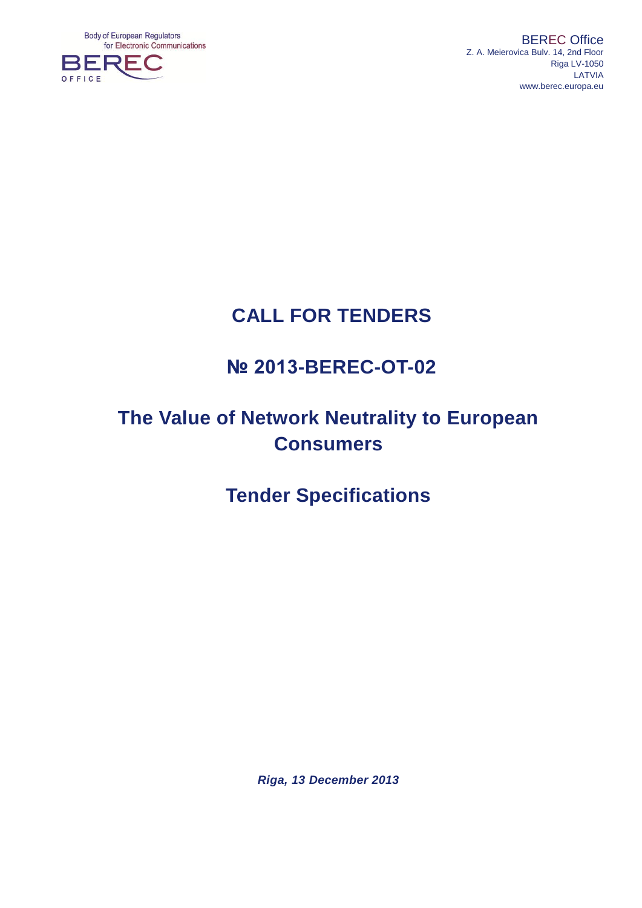Body of European Regulators for Electronic Communications

BEREC OFFICE

BEREC Office
Z. A. Meierovica Bulv. 14, 2nd Floor
Riga LV-1050
LATVIA
www.berec.europa.eu

# CALL FOR TENDERS

# № 2013-BEREC-OT-02

# The Value of Network Neutrality to European Consumers

# Tender Specifications

***Riga, 13 December 2013***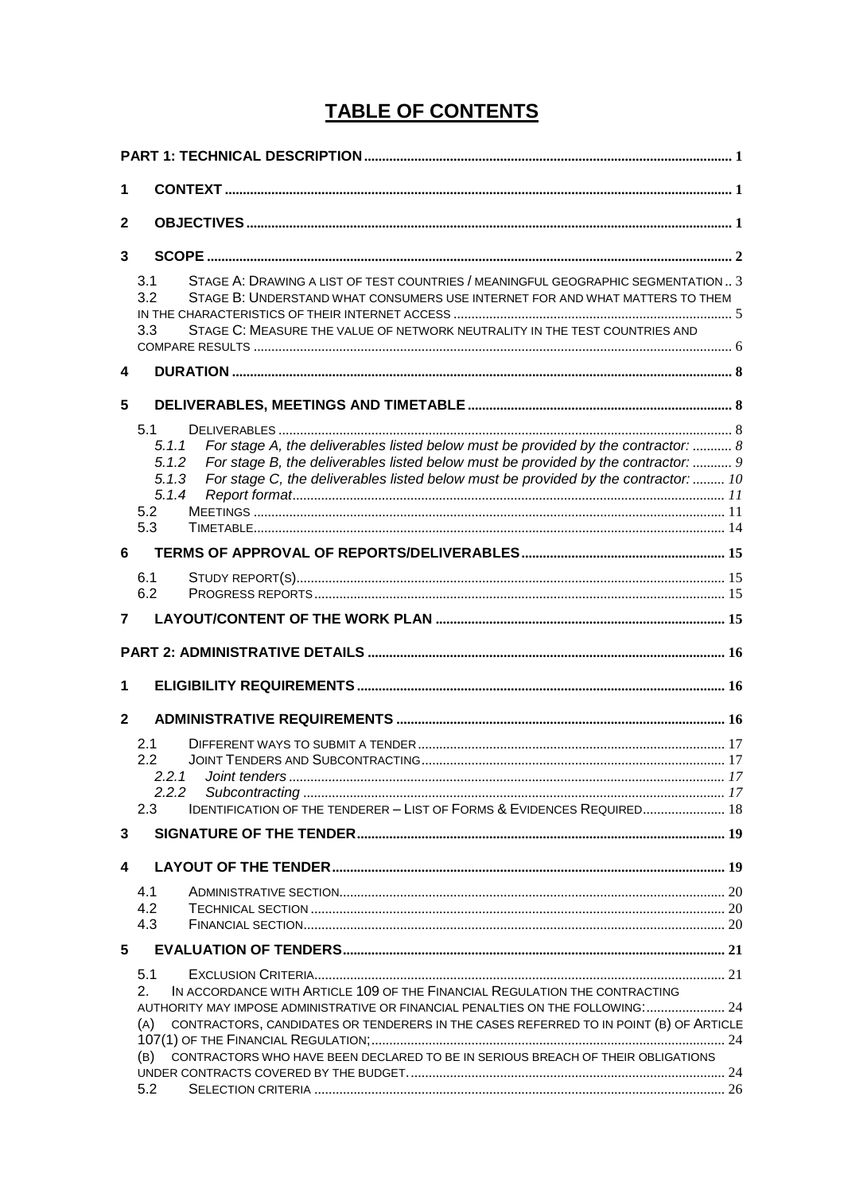# TABLE OF CONTENTS

PART 1: TECHNICAL DESCRIPTION ..... 1

1 CONTEXT ..... 1

2 OBJECTIVES ..... 1

3 SCOPE ..... 2

- 3.1 STAGE A: DRAWING A LIST OF TEST COUNTRIES / MEANINGFUL GEOGRAPHIC SEGMENTATION .. 3
- 3.2 STAGE B: UNDERSTAND WHAT CONSUMERS USE INTERNET FOR AND WHAT MATTERS TO THEM IN THE CHARACTERISTICS OF THEIR INTERNET ACCESS ..... 5
- 3.3 STAGE C: MEASURE THE VALUE OF NETWORK NEUTRALITY IN THE TEST COUNTRIES AND COMPARE RESULTS ..... 6

4 DURATION ..... 8

5 DELIVERABLES, MEETINGS AND TIMETABLE ..... 8

- 5.1 DELIVERABLES ..... 8
  - *5.1.1 For stage A, the deliverables listed below must be provided by the contractor: ..... 8*
  - *5.1.2 For stage B, the deliverables listed below must be provided by the contractor: ..... 9*
  - *5.1.3 For stage C, the deliverables listed below must be provided by the contractor: ..... 10*
  - *5.1.4 Report format ..... 11*
- 5.2 MEETINGS ..... 11
- 5.3 TIMETABLE ..... 14

6 TERMS OF APPROVAL OF REPORTS/DELIVERABLES ..... 15

- 6.1 STUDY REPORT(S) ..... 15
- 6.2 PROGRESS REPORTS ..... 15

7 LAYOUT/CONTENT OF THE WORK PLAN ..... 15

PART 2: ADMINISTRATIVE DETAILS ..... 16

1 ELIGIBILITY REQUIREMENTS ..... 16

2 ADMINISTRATIVE REQUIREMENTS ..... 16

- 2.1 DIFFERENT WAYS TO SUBMIT A TENDER ..... 17
- 2.2 JOINT TENDERS AND SUBCONTRACTING ..... 17
  - *2.2.1 Joint tenders ..... 17*
  - *2.2.2 Subcontracting ..... 17*
- 2.3 IDENTIFICATION OF THE TENDERER – LIST OF FORMS & EVIDENCES REQUIRED ..... 18

3 SIGNATURE OF THE TENDER ..... 19

4 LAYOUT OF THE TENDER ..... 19

- 4.1 ADMINISTRATIVE SECTION ..... 20
- 4.2 TECHNICAL SECTION ..... 20
- 4.3 FINANCIAL SECTION ..... 20

5 EVALUATION OF TENDERS ..... 21

- 5.1 EXCLUSION CRITERIA ..... 21
- 2. IN ACCORDANCE WITH ARTICLE 109 OF THE FINANCIAL REGULATION THE CONTRACTING AUTHORITY MAY IMPOSE ADMINISTRATIVE OR FINANCIAL PENALTIES ON THE FOLLOWING: ..... 24
- (A) CONTRACTORS, CANDIDATES OR TENDERERS IN THE CASES REFERRED TO IN POINT (B) OF ARTICLE 107(1) OF THE FINANCIAL REGULATION; ..... 24
- (B) CONTRACTORS WHO HAVE BEEN DECLARED TO BE IN SERIOUS BREACH OF THEIR OBLIGATIONS UNDER CONTRACTS COVERED BY THE BUDGET. ..... 24
- 5.2 SELECTION CRITERIA ..... 26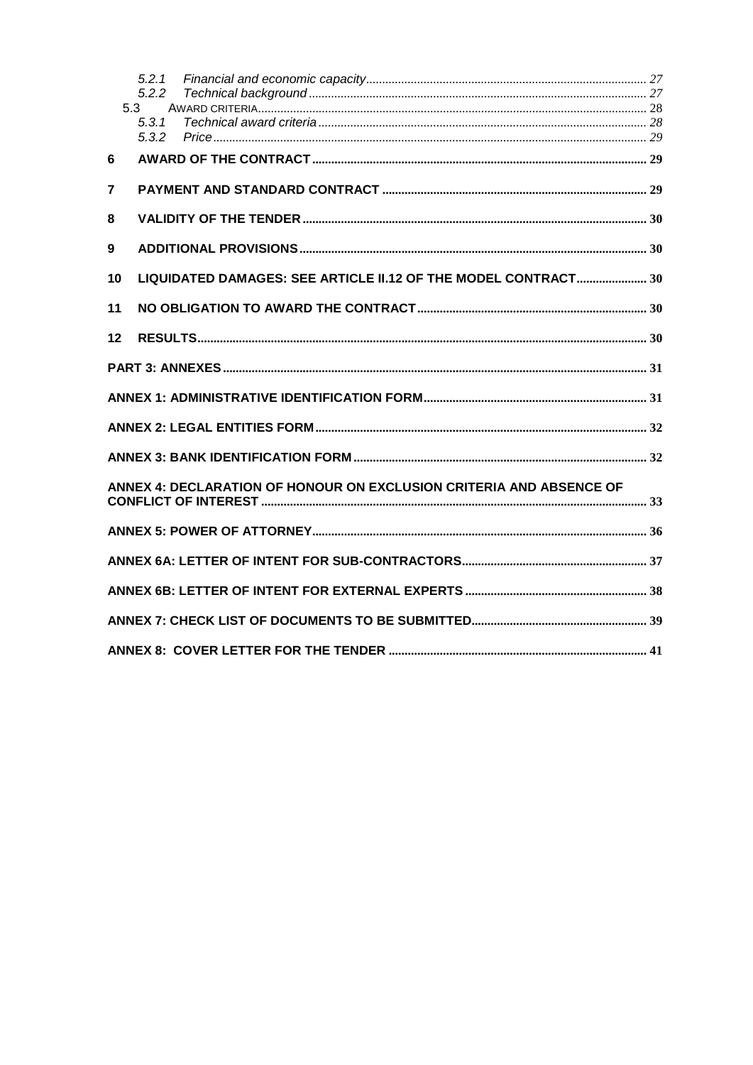5.2.1 *Financial and economic capacity* ........ 27
5.2.2 *Technical background* ........ 27
5.3 AWARD CRITERIA ........ 28
5.3.1 *Technical award criteria* ........ 28
5.3.2 *Price* ........ 29

**6 AWARD OF THE CONTRACT** ........ 29

**7 PAYMENT AND STANDARD CONTRACT** ........ 29

**8 VALIDITY OF THE TENDER** ........ 30

**9 ADDITIONAL PROVISIONS** ........ 30

**10 LIQUIDATED DAMAGES: SEE ARTICLE II.12 OF THE MODEL CONTRACT** ........ 30

**11 NO OBLIGATION TO AWARD THE CONTRACT** ........ 30

**12 RESULTS** ........ 30

**PART 3: ANNEXES** ........ 31

**ANNEX 1: ADMINISTRATIVE IDENTIFICATION FORM** ........ 31

**ANNEX 2: LEGAL ENTITIES FORM** ........ 32

**ANNEX 3: BANK IDENTIFICATION FORM** ........ 32

**ANNEX 4: DECLARATION OF HONOUR ON EXCLUSION CRITERIA AND ABSENCE OF CONFLICT OF INTEREST** ........ 33

**ANNEX 5: POWER OF ATTORNEY** ........ 36

**ANNEX 6A: LETTER OF INTENT FOR SUB-CONTRACTORS** ........ 37

**ANNEX 6B: LETTER OF INTENT FOR EXTERNAL EXPERTS** ........ 38

**ANNEX 7: CHECK LIST OF DOCUMENTS TO BE SUBMITTED** ........ 39

**ANNEX 8: COVER LETTER FOR THE TENDER** ........ 41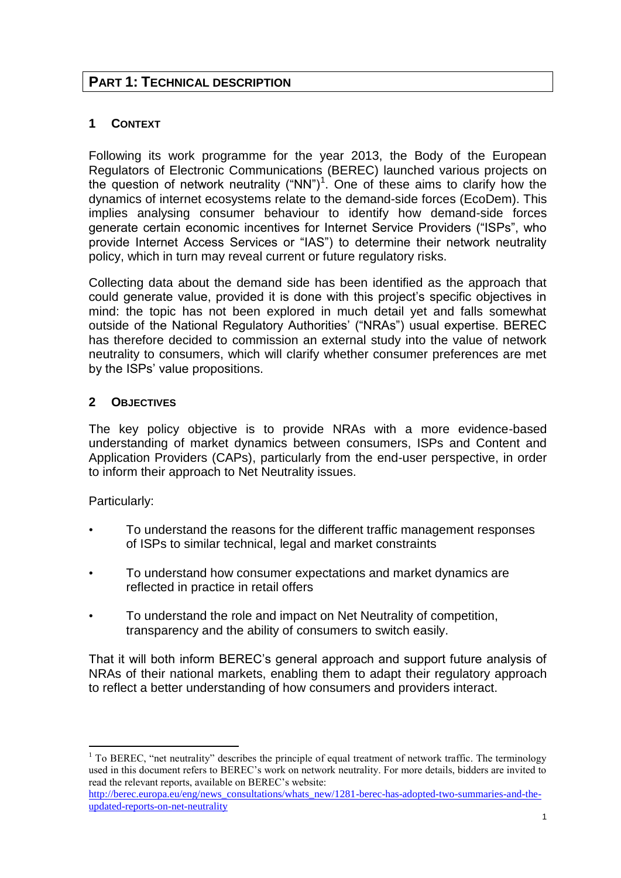# PART 1: TECHNICAL DESCRIPTION

## 1 CONTEXT

Following its work programme for the year 2013, the Body of the European Regulators of Electronic Communications (BEREC) launched various projects on the question of network neutrality ("NN")[1]. One of these aims to clarify how the dynamics of internet ecosystems relate to the demand-side forces (EcoDem). This implies analysing consumer behaviour to identify how demand-side forces generate certain economic incentives for Internet Service Providers ("ISPs", who provide Internet Access Services or "IAS") to determine their network neutrality policy, which in turn may reveal current or future regulatory risks.

Collecting data about the demand side has been identified as the approach that could generate value, provided it is done with this project's specific objectives in mind: the topic has not been explored in much detail yet and falls somewhat outside of the National Regulatory Authorities' ("NRAs") usual expertise. BEREC has therefore decided to commission an external study into the value of network neutrality to consumers, which will clarify whether consumer preferences are met by the ISPs' value propositions.

## 2 OBJECTIVES

The key policy objective is to provide NRAs with a more evidence-based understanding of market dynamics between consumers, ISPs and Content and Application Providers (CAPs), particularly from the end-user perspective, in order to inform their approach to Net Neutrality issues.

Particularly:

- To understand the reasons for the different traffic management responses of ISPs to similar technical, legal and market constraints
- To understand how consumer expectations and market dynamics are reflected in practice in retail offers
- To understand the role and impact on Net Neutrality of competition, transparency and the ability of consumers to switch easily.

That it will both inform BEREC's general approach and support future analysis of NRAs of their national markets, enabling them to adapt their regulatory approach to reflect a better understanding of how consumers and providers interact.

---

[1] To BEREC, "net neutrality" describes the principle of equal treatment of network traffic. The terminology used in this document refers to BEREC's work on network neutrality. For more details, bidders are invited to read the relevant reports, available on BEREC's website: http://berec.europa.eu/eng/news_consultations/whats_new/1281-berec-has-adopted-two-summaries-and-the-updated-reports-on-net-neutrality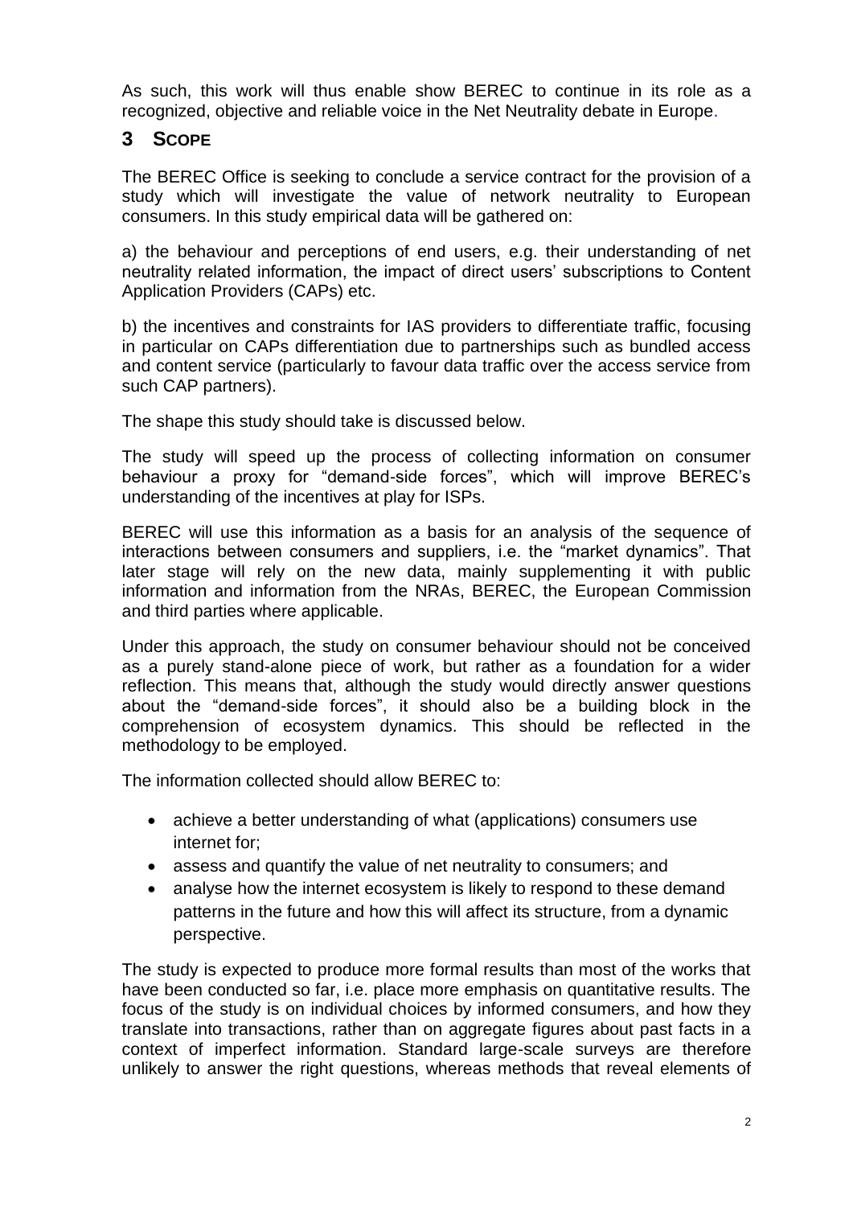As such, this work will thus enable show BEREC to continue in its role as a recognized, objective and reliable voice in the Net Neutrality debate in Europe.

## 3 Scope

The BEREC Office is seeking to conclude a service contract for the provision of a study which will investigate the value of network neutrality to European consumers. In this study empirical data will be gathered on:

a) the behaviour and perceptions of end users, e.g. their understanding of net neutrality related information, the impact of direct users' subscriptions to Content Application Providers (CAPs) etc.

b) the incentives and constraints for IAS providers to differentiate traffic, focusing in particular on CAPs differentiation due to partnerships such as bundled access and content service (particularly to favour data traffic over the access service from such CAP partners).

The shape this study should take is discussed below.

The study will speed up the process of collecting information on consumer behaviour a proxy for "demand-side forces", which will improve BEREC's understanding of the incentives at play for ISPs.

BEREC will use this information as a basis for an analysis of the sequence of interactions between consumers and suppliers, i.e. the "market dynamics". That later stage will rely on the new data, mainly supplementing it with public information and information from the NRAs, BEREC, the European Commission and third parties where applicable.

Under this approach, the study on consumer behaviour should not be conceived as a purely stand-alone piece of work, but rather as a foundation for a wider reflection. This means that, although the study would directly answer questions about the "demand-side forces", it should also be a building block in the comprehension of ecosystem dynamics. This should be reflected in the methodology to be employed.

The information collected should allow BEREC to:

- achieve a better understanding of what (applications) consumers use internet for;
- assess and quantify the value of net neutrality to consumers; and
- analyse how the internet ecosystem is likely to respond to these demand patterns in the future and how this will affect its structure, from a dynamic perspective.

The study is expected to produce more formal results than most of the works that have been conducted so far, i.e. place more emphasis on quantitative results. The focus of the study is on individual choices by informed consumers, and how they translate into transactions, rather than on aggregate figures about past facts in a context of imperfect information. Standard large-scale surveys are therefore unlikely to answer the right questions, whereas methods that reveal elements of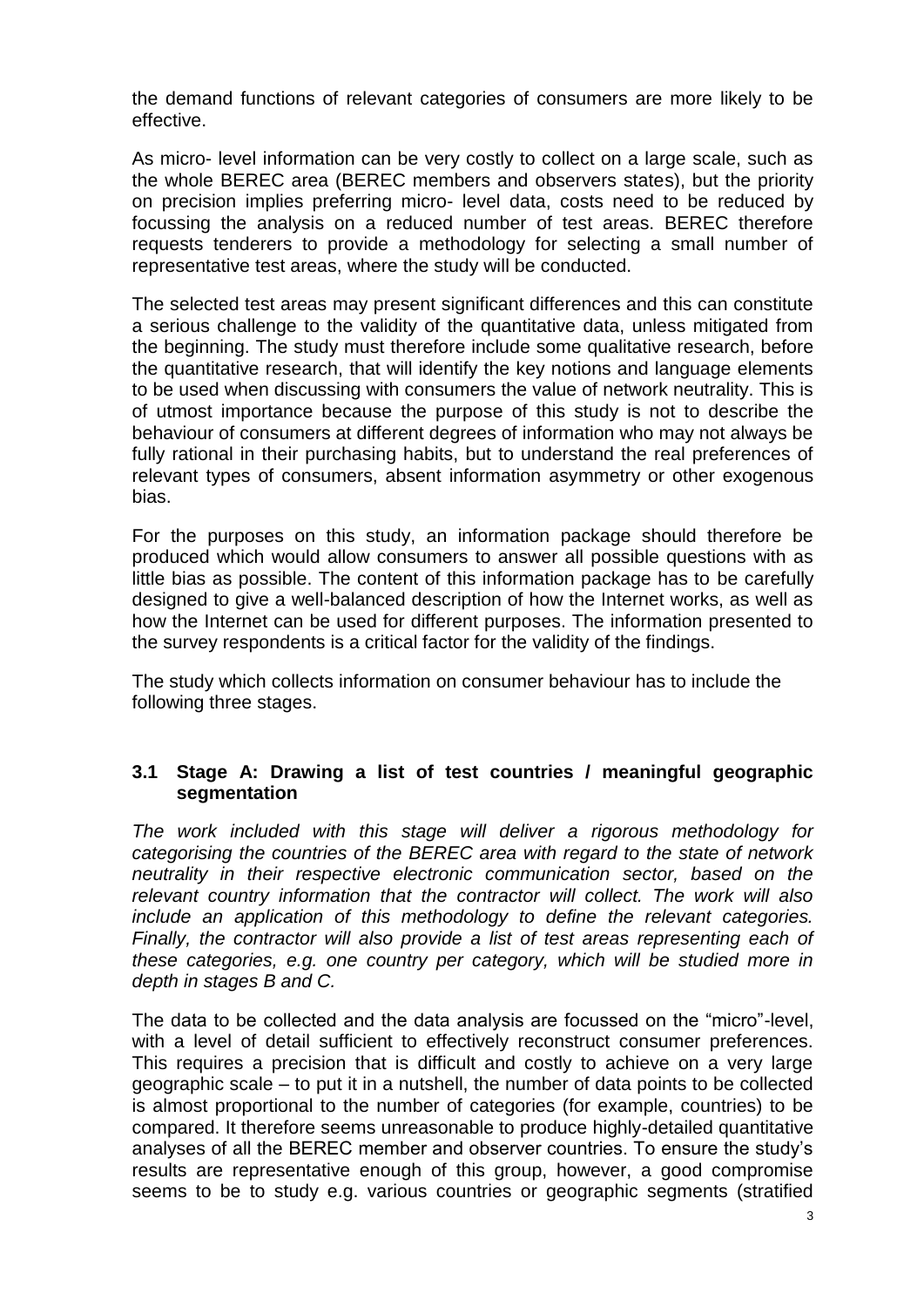the demand functions of relevant categories of consumers are more likely to be effective.

As micro- level information can be very costly to collect on a large scale, such as the whole BEREC area (BEREC members and observers states), but the priority on precision implies preferring micro- level data, costs need to be reduced by focussing the analysis on a reduced number of test areas. BEREC therefore requests tenderers to provide a methodology for selecting a small number of representative test areas, where the study will be conducted.

The selected test areas may present significant differences and this can constitute a serious challenge to the validity of the quantitative data, unless mitigated from the beginning. The study must therefore include some qualitative research, before the quantitative research, that will identify the key notions and language elements to be used when discussing with consumers the value of network neutrality. This is of utmost importance because the purpose of this study is not to describe the behaviour of consumers at different degrees of information who may not always be fully rational in their purchasing habits, but to understand the real preferences of relevant types of consumers, absent information asymmetry or other exogenous bias.

For the purposes on this study, an information package should therefore be produced which would allow consumers to answer all possible questions with as little bias as possible. The content of this information package has to be carefully designed to give a well-balanced description of how the Internet works, as well as how the Internet can be used for different purposes. The information presented to the survey respondents is a critical factor for the validity of the findings.

The study which collects information on consumer behaviour has to include the following three stages.

### 3.1 Stage A: Drawing a list of test countries / meaningful geographic segmentation

*The work included with this stage will deliver a rigorous methodology for categorising the countries of the BEREC area with regard to the state of network neutrality in their respective electronic communication sector, based on the relevant country information that the contractor will collect. The work will also include an application of this methodology to define the relevant categories. Finally, the contractor will also provide a list of test areas representing each of these categories, e.g. one country per category, which will be studied more in depth in stages B and C.*

The data to be collected and the data analysis are focussed on the "micro"-level, with a level of detail sufficient to effectively reconstruct consumer preferences. This requires a precision that is difficult and costly to achieve on a very large geographic scale – to put it in a nutshell, the number of data points to be collected is almost proportional to the number of categories (for example, countries) to be compared. It therefore seems unreasonable to produce highly-detailed quantitative analyses of all the BEREC member and observer countries. To ensure the study's results are representative enough of this group, however, a good compromise seems to be to study e.g. various countries or geographic segments (stratified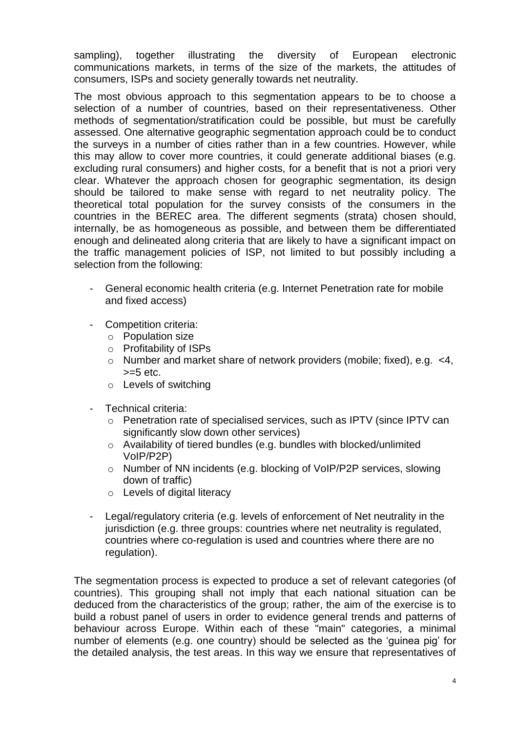sampling), together illustrating the diversity of European electronic communications markets, in terms of the size of the markets, the attitudes of consumers, ISPs and society generally towards net neutrality.

The most obvious approach to this segmentation appears to be to choose a selection of a number of countries, based on their representativeness. Other methods of segmentation/stratification could be possible, but must be carefully assessed. One alternative geographic segmentation approach could be to conduct the surveys in a number of cities rather than in a few countries. However, while this may allow to cover more countries, it could generate additional biases (e.g. excluding rural consumers) and higher costs, for a benefit that is not a priori very clear. Whatever the approach chosen for geographic segmentation, its design should be tailored to make sense with regard to net neutrality policy. The theoretical total population for the survey consists of the consumers in the countries in the BEREC area. The different segments (strata) chosen should, internally, be as homogeneous as possible, and between them be differentiated enough and delineated along criteria that are likely to have a significant impact on the traffic management policies of ISP, not limited to but possibly including a selection from the following:

- General economic health criteria (e.g. Internet Penetration rate for mobile and fixed access)
- Competition criteria:
  - Population size
  - Profitability of ISPs
  - Number and market share of network providers (mobile; fixed), e.g. <4, >=5 etc.
  - Levels of switching
- Technical criteria:
  - Penetration rate of specialised services, such as IPTV (since IPTV can significantly slow down other services)
  - Availability of tiered bundles (e.g. bundles with blocked/unlimited VoIP/P2P)
  - Number of NN incidents (e.g. blocking of VoIP/P2P services, slowing down of traffic)
  - Levels of digital literacy
- Legal/regulatory criteria (e.g. levels of enforcement of Net neutrality in the jurisdiction (e.g. three groups: countries where net neutrality is regulated, countries where co-regulation is used and countries where there are no regulation).

The segmentation process is expected to produce a set of relevant categories (of countries). This grouping shall not imply that each national situation can be deduced from the characteristics of the group; rather, the aim of the exercise is to build a robust panel of users in order to evidence general trends and patterns of behaviour across Europe. Within each of these "main" categories, a minimal number of elements (e.g. one country) should be selected as the 'guinea pig' for the detailed analysis, the test areas. In this way we ensure that representatives of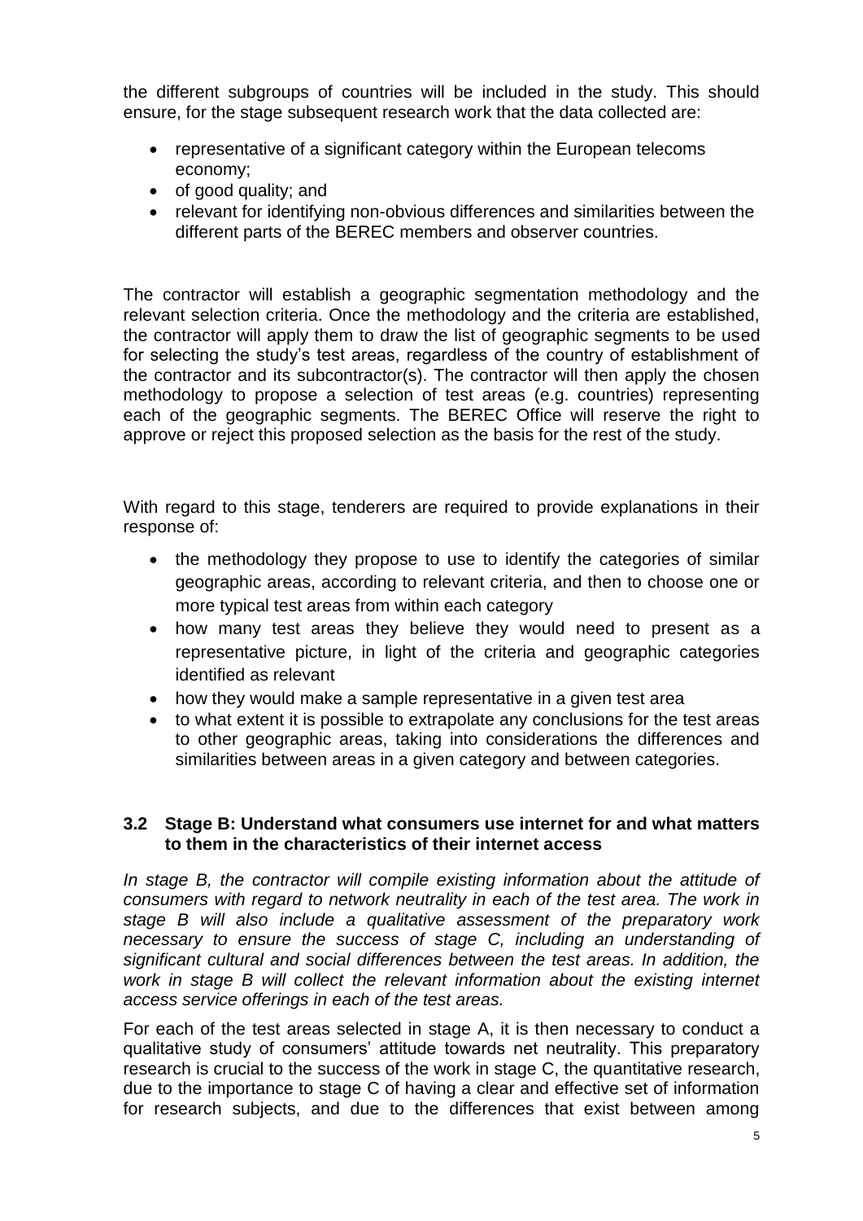the different subgroups of countries will be included in the study. This should ensure, for the stage subsequent research work that the data collected are:

- representative of a significant category within the European telecoms economy;
- of good quality; and
- relevant for identifying non-obvious differences and similarities between the different parts of the BEREC members and observer countries.

The contractor will establish a geographic segmentation methodology and the relevant selection criteria. Once the methodology and the criteria are established, the contractor will apply them to draw the list of geographic segments to be used for selecting the study's test areas, regardless of the country of establishment of the contractor and its subcontractor(s). The contractor will then apply the chosen methodology to propose a selection of test areas (e.g. countries) representing each of the geographic segments. The BEREC Office will reserve the right to approve or reject this proposed selection as the basis for the rest of the study.

With regard to this stage, tenderers are required to provide explanations in their response of:

- the methodology they propose to use to identify the categories of similar geographic areas, according to relevant criteria, and then to choose one or more typical test areas from within each category
- how many test areas they believe they would need to present as a representative picture, in light of the criteria and geographic categories identified as relevant
- how they would make a sample representative in a given test area
- to what extent it is possible to extrapolate any conclusions for the test areas to other geographic areas, taking into considerations the differences and similarities between areas in a given category and between categories.

### 3.2 Stage B: Understand what consumers use internet for and what matters to them in the characteristics of their internet access

*In stage B, the contractor will compile existing information about the attitude of consumers with regard to network neutrality in each of the test area. The work in stage B will also include a qualitative assessment of the preparatory work necessary to ensure the success of stage C, including an understanding of significant cultural and social differences between the test areas. In addition, the work in stage B will collect the relevant information about the existing internet access service offerings in each of the test areas.*

For each of the test areas selected in stage A, it is then necessary to conduct a qualitative study of consumers' attitude towards net neutrality. This preparatory research is crucial to the success of the work in stage C, the quantitative research, due to the importance to stage C of having a clear and effective set of information for research subjects, and due to the differences that exist between among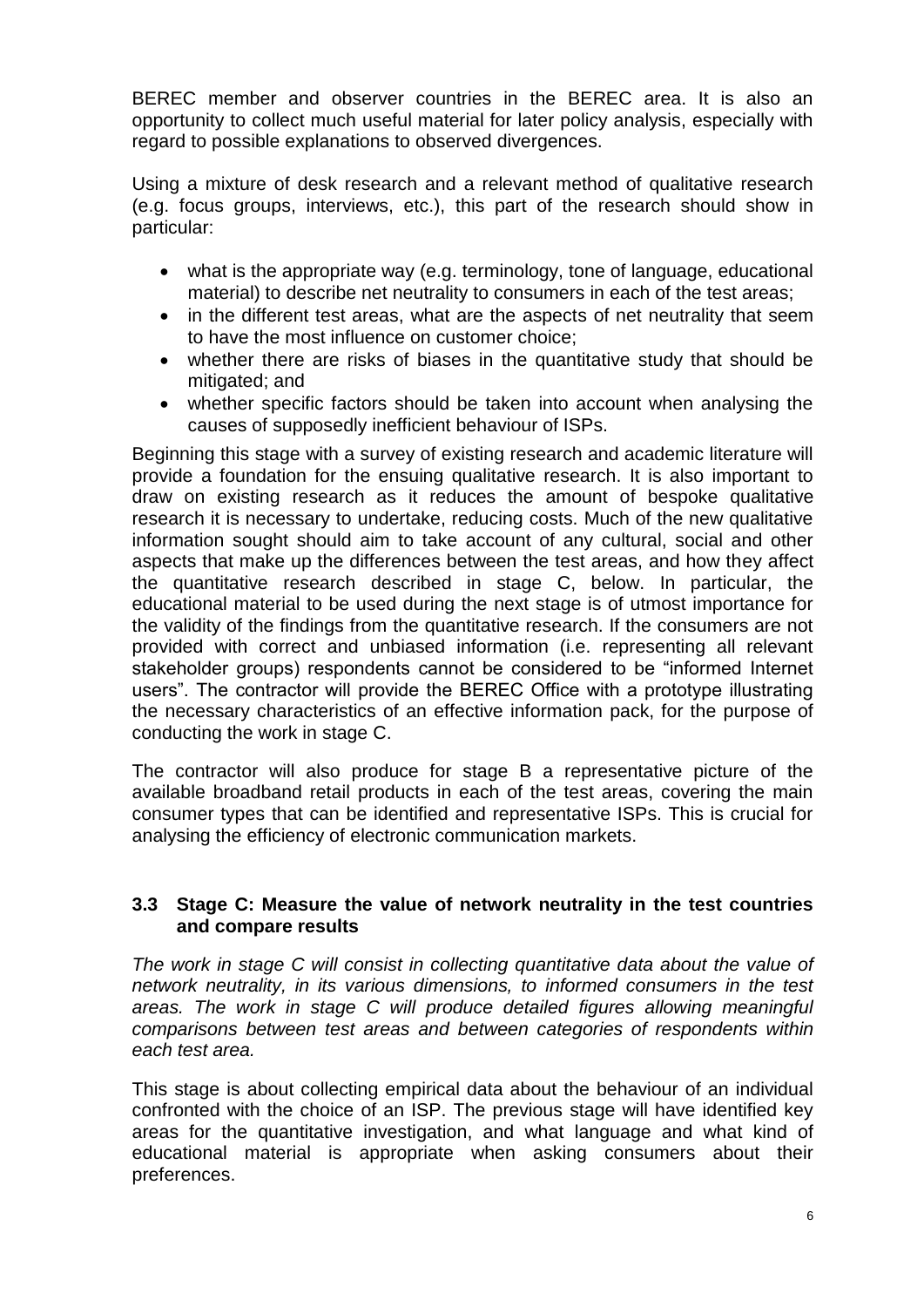BEREC member and observer countries in the BEREC area. It is also an opportunity to collect much useful material for later policy analysis, especially with regard to possible explanations to observed divergences.

Using a mixture of desk research and a relevant method of qualitative research (e.g. focus groups, interviews, etc.), this part of the research should show in particular:

- what is the appropriate way (e.g. terminology, tone of language, educational material) to describe net neutrality to consumers in each of the test areas;
- in the different test areas, what are the aspects of net neutrality that seem to have the most influence on customer choice;
- whether there are risks of biases in the quantitative study that should be mitigated; and
- whether specific factors should be taken into account when analysing the causes of supposedly inefficient behaviour of ISPs.

Beginning this stage with a survey of existing research and academic literature will provide a foundation for the ensuing qualitative research. It is also important to draw on existing research as it reduces the amount of bespoke qualitative research it is necessary to undertake, reducing costs. Much of the new qualitative information sought should aim to take account of any cultural, social and other aspects that make up the differences between the test areas, and how they affect the quantitative research described in stage C, below. In particular, the educational material to be used during the next stage is of utmost importance for the validity of the findings from the quantitative research. If the consumers are not provided with correct and unbiased information (i.e. representing all relevant stakeholder groups) respondents cannot be considered to be "informed Internet users". The contractor will provide the BEREC Office with a prototype illustrating the necessary characteristics of an effective information pack, for the purpose of conducting the work in stage C.

The contractor will also produce for stage B a representative picture of the available broadband retail products in each of the test areas, covering the main consumer types that can be identified and representative ISPs. This is crucial for analysing the efficiency of electronic communication markets.

### 3.3 Stage C: Measure the value of network neutrality in the test countries and compare results

*The work in stage C will consist in collecting quantitative data about the value of network neutrality, in its various dimensions, to informed consumers in the test areas. The work in stage C will produce detailed figures allowing meaningful comparisons between test areas and between categories of respondents within each test area.*

This stage is about collecting empirical data about the behaviour of an individual confronted with the choice of an ISP. The previous stage will have identified key areas for the quantitative investigation, and what language and what kind of educational material is appropriate when asking consumers about their preferences.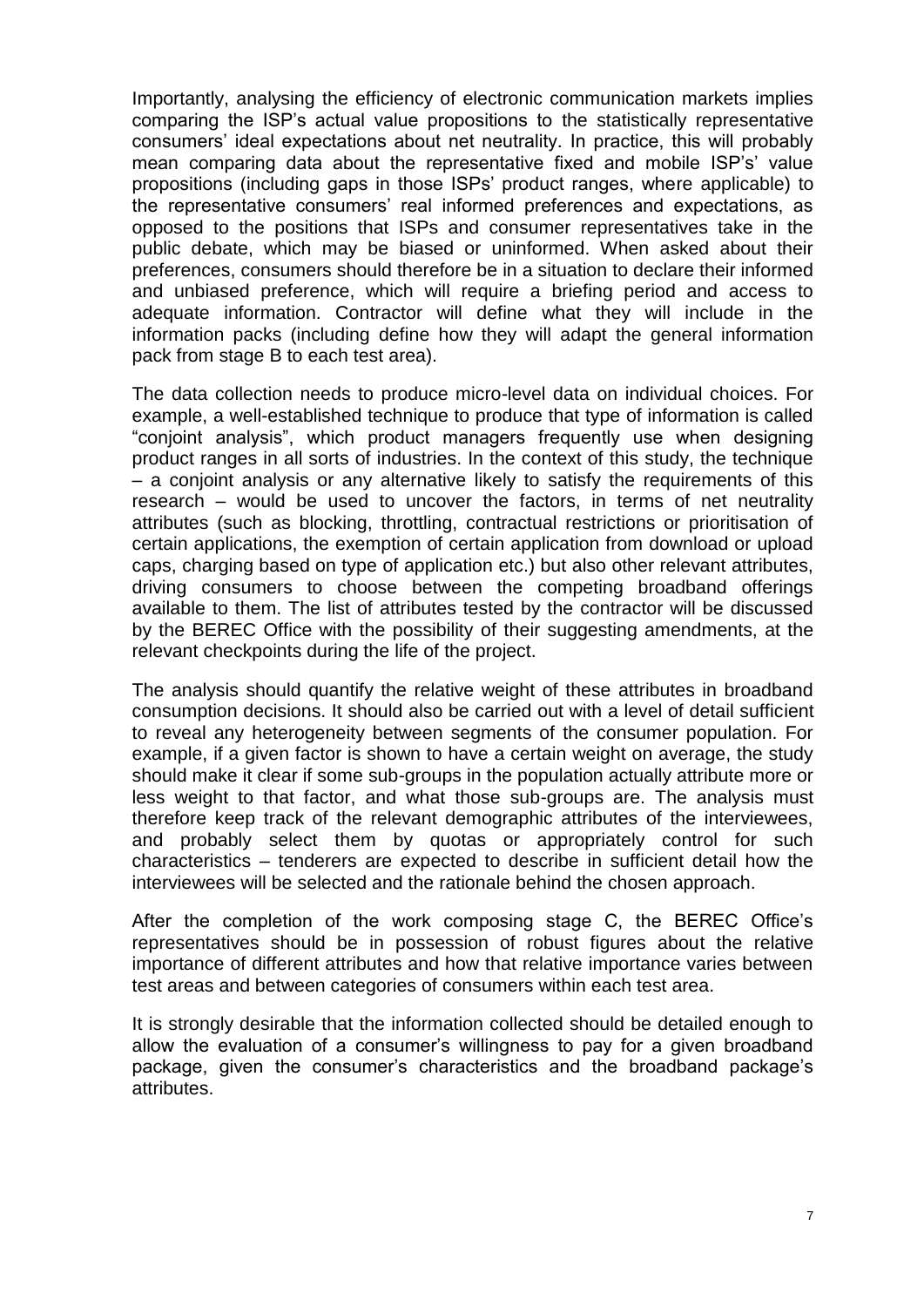Importantly, analysing the efficiency of electronic communication markets implies comparing the ISP's actual value propositions to the statistically representative consumers' ideal expectations about net neutrality. In practice, this will probably mean comparing data about the representative fixed and mobile ISP's' value propositions (including gaps in those ISPs' product ranges, where applicable) to the representative consumers' real informed preferences and expectations, as opposed to the positions that ISPs and consumer representatives take in the public debate, which may be biased or uninformed. When asked about their preferences, consumers should therefore be in a situation to declare their informed and unbiased preference, which will require a briefing period and access to adequate information. Contractor will define what they will include in the information packs (including define how they will adapt the general information pack from stage B to each test area).

The data collection needs to produce micro-level data on individual choices. For example, a well-established technique to produce that type of information is called "conjoint analysis", which product managers frequently use when designing product ranges in all sorts of industries. In the context of this study, the technique – a conjoint analysis or any alternative likely to satisfy the requirements of this research – would be used to uncover the factors, in terms of net neutrality attributes (such as blocking, throttling, contractual restrictions or prioritisation of certain applications, the exemption of certain application from download or upload caps, charging based on type of application etc.) but also other relevant attributes, driving consumers to choose between the competing broadband offerings available to them. The list of attributes tested by the contractor will be discussed by the BEREC Office with the possibility of their suggesting amendments, at the relevant checkpoints during the life of the project.

The analysis should quantify the relative weight of these attributes in broadband consumption decisions. It should also be carried out with a level of detail sufficient to reveal any heterogeneity between segments of the consumer population. For example, if a given factor is shown to have a certain weight on average, the study should make it clear if some sub-groups in the population actually attribute more or less weight to that factor, and what those sub-groups are. The analysis must therefore keep track of the relevant demographic attributes of the interviewees, and probably select them by quotas or appropriately control for such characteristics – tenderers are expected to describe in sufficient detail how the interviewees will be selected and the rationale behind the chosen approach.

After the completion of the work composing stage C, the BEREC Office's representatives should be in possession of robust figures about the relative importance of different attributes and how that relative importance varies between test areas and between categories of consumers within each test area.

It is strongly desirable that the information collected should be detailed enough to allow the evaluation of a consumer's willingness to pay for a given broadband package, given the consumer's characteristics and the broadband package's attributes.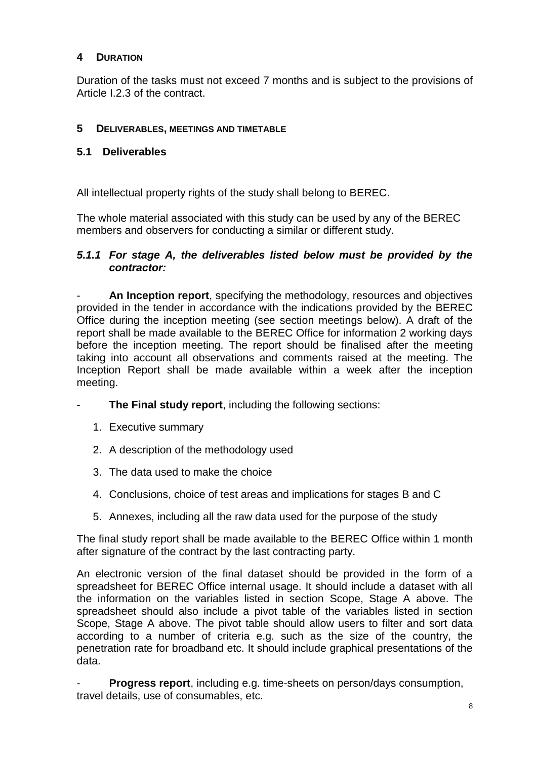## 4 DURATION

Duration of the tasks must not exceed 7 months and is subject to the provisions of Article I.2.3 of the contract.

## 5 DELIVERABLES, MEETINGS AND TIMETABLE

### 5.1 Deliverables

All intellectual property rights of the study shall belong to BEREC.

The whole material associated with this study can be used by any of the BEREC members and observers for conducting a similar or different study.

#### *5.1.1 For stage A, the deliverables listed below must be provided by the contractor:*

- **An Inception report**, specifying the methodology, resources and objectives provided in the tender in accordance with the indications provided by the BEREC Office during the inception meeting (see section meetings below). A draft of the report shall be made available to the BEREC Office for information 2 working days before the inception meeting. The report should be finalised after the meeting taking into account all observations and comments raised at the meeting. The Inception Report shall be made available within a week after the inception meeting.

- **The Final study report**, including the following sections:

  1. Executive summary
  2. A description of the methodology used
  3. The data used to make the choice
  4. Conclusions, choice of test areas and implications for stages B and C
  5. Annexes, including all the raw data used for the purpose of the study

The final study report shall be made available to the BEREC Office within 1 month after signature of the contract by the last contracting party.

An electronic version of the final dataset should be provided in the form of a spreadsheet for BEREC Office internal usage. It should include a dataset with all the information on the variables listed in section Scope, Stage A above. The spreadsheet should also include a pivot table of the variables listed in section Scope, Stage A above. The pivot table should allow users to filter and sort data according to a number of criteria e.g. such as the size of the country, the penetration rate for broadband etc. It should include graphical presentations of the data.

- **Progress report**, including e.g. time-sheets on person/days consumption, travel details, use of consumables, etc.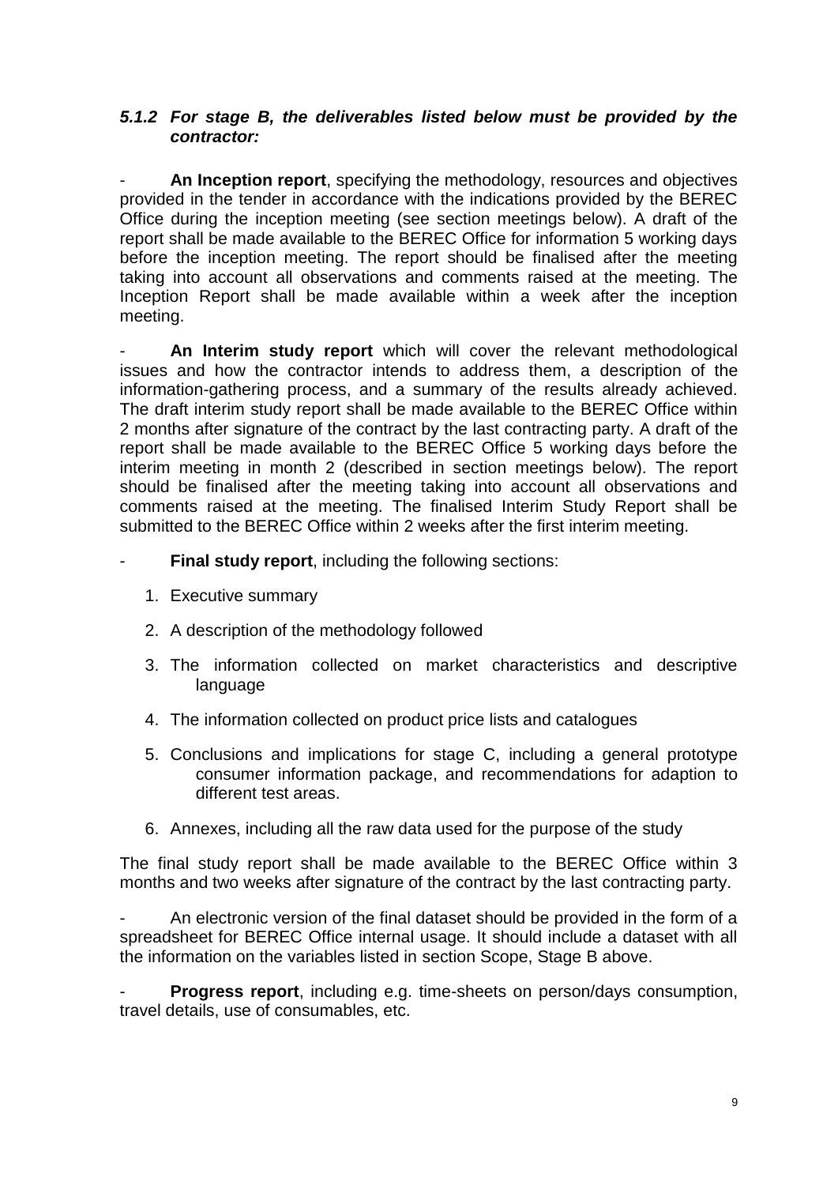### *5.1.2 For stage B, the deliverables listed below must be provided by the contractor:*

- **An Inception report**, specifying the methodology, resources and objectives provided in the tender in accordance with the indications provided by the BEREC Office during the inception meeting (see section meetings below). A draft of the report shall be made available to the BEREC Office for information 5 working days before the inception meeting. The report should be finalised after the meeting taking into account all observations and comments raised at the meeting. The Inception Report shall be made available within a week after the inception meeting.

- **An Interim study report** which will cover the relevant methodological issues and how the contractor intends to address them, a description of the information-gathering process, and a summary of the results already achieved. The draft interim study report shall be made available to the BEREC Office within 2 months after signature of the contract by the last contracting party. A draft of the report shall be made available to the BEREC Office 5 working days before the interim meeting in month 2 (described in section meetings below). The report should be finalised after the meeting taking into account all observations and comments raised at the meeting. The finalised Interim Study Report shall be submitted to the BEREC Office within 2 weeks after the first interim meeting.

- **Final study report**, including the following sections:

  1. Executive summary
  2. A description of the methodology followed
  3. The information collected on market characteristics and descriptive language
  4. The information collected on product price lists and catalogues
  5. Conclusions and implications for stage C, including a general prototype consumer information package, and recommendations for adaption to different test areas.
  6. Annexes, including all the raw data used for the purpose of the study

The final study report shall be made available to the BEREC Office within 3 months and two weeks after signature of the contract by the last contracting party.

- An electronic version of the final dataset should be provided in the form of a spreadsheet for BEREC Office internal usage. It should include a dataset with all the information on the variables listed in section Scope, Stage B above.

- **Progress report**, including e.g. time-sheets on person/days consumption, travel details, use of consumables, etc.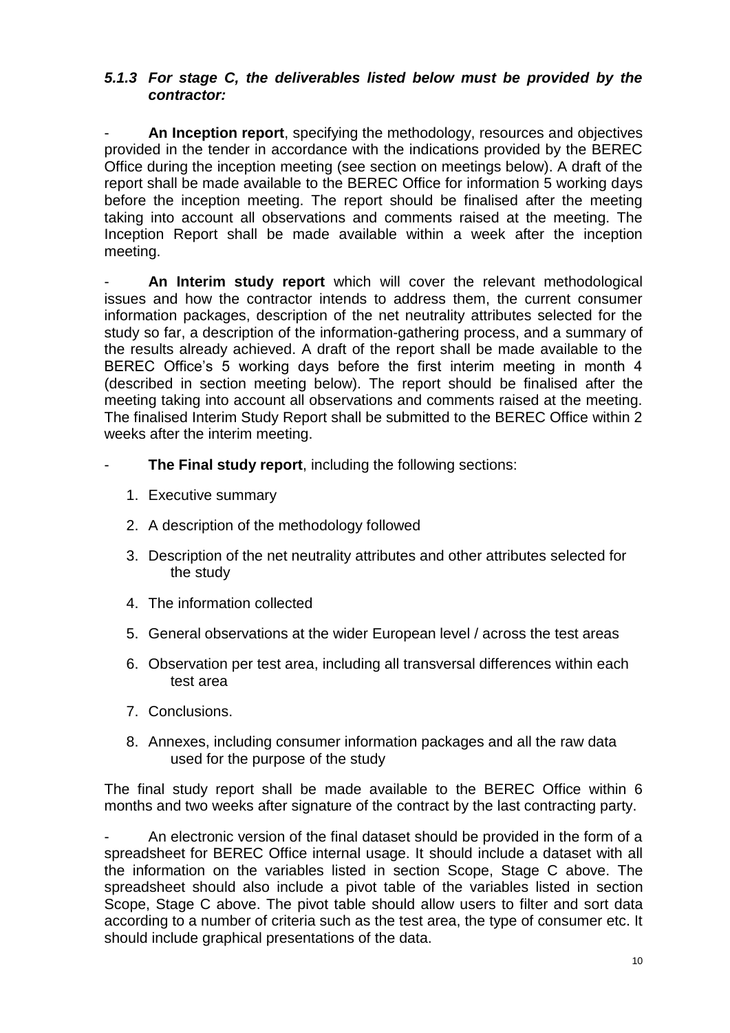#### *5.1.3 For stage C, the deliverables listed below must be provided by the contractor:*

- **An Inception report**, specifying the methodology, resources and objectives provided in the tender in accordance with the indications provided by the BEREC Office during the inception meeting (see section on meetings below). A draft of the report shall be made available to the BEREC Office for information 5 working days before the inception meeting. The report should be finalised after the meeting taking into account all observations and comments raised at the meeting. The Inception Report shall be made available within a week after the inception meeting.

- **An Interim study report** which will cover the relevant methodological issues and how the contractor intends to address them, the current consumer information packages, description of the net neutrality attributes selected for the study so far, a description of the information-gathering process, and a summary of the results already achieved. A draft of the report shall be made available to the BEREC Office's 5 working days before the first interim meeting in month 4 (described in section meeting below). The report should be finalised after the meeting taking into account all observations and comments raised at the meeting. The finalised Interim Study Report shall be submitted to the BEREC Office within 2 weeks after the interim meeting.

- **The Final study report**, including the following sections:

  1. Executive summary
  2. A description of the methodology followed
  3. Description of the net neutrality attributes and other attributes selected for the study
  4. The information collected
  5. General observations at the wider European level / across the test areas
  6. Observation per test area, including all transversal differences within each test area
  7. Conclusions.
  8. Annexes, including consumer information packages and all the raw data used for the purpose of the study

The final study report shall be made available to the BEREC Office within 6 months and two weeks after signature of the contract by the last contracting party.

- An electronic version of the final dataset should be provided in the form of a spreadsheet for BEREC Office internal usage. It should include a dataset with all the information on the variables listed in section Scope, Stage C above. The spreadsheet should also include a pivot table of the variables listed in section Scope, Stage C above. The pivot table should allow users to filter and sort data according to a number of criteria such as the test area, the type of consumer etc. It should include graphical presentations of the data.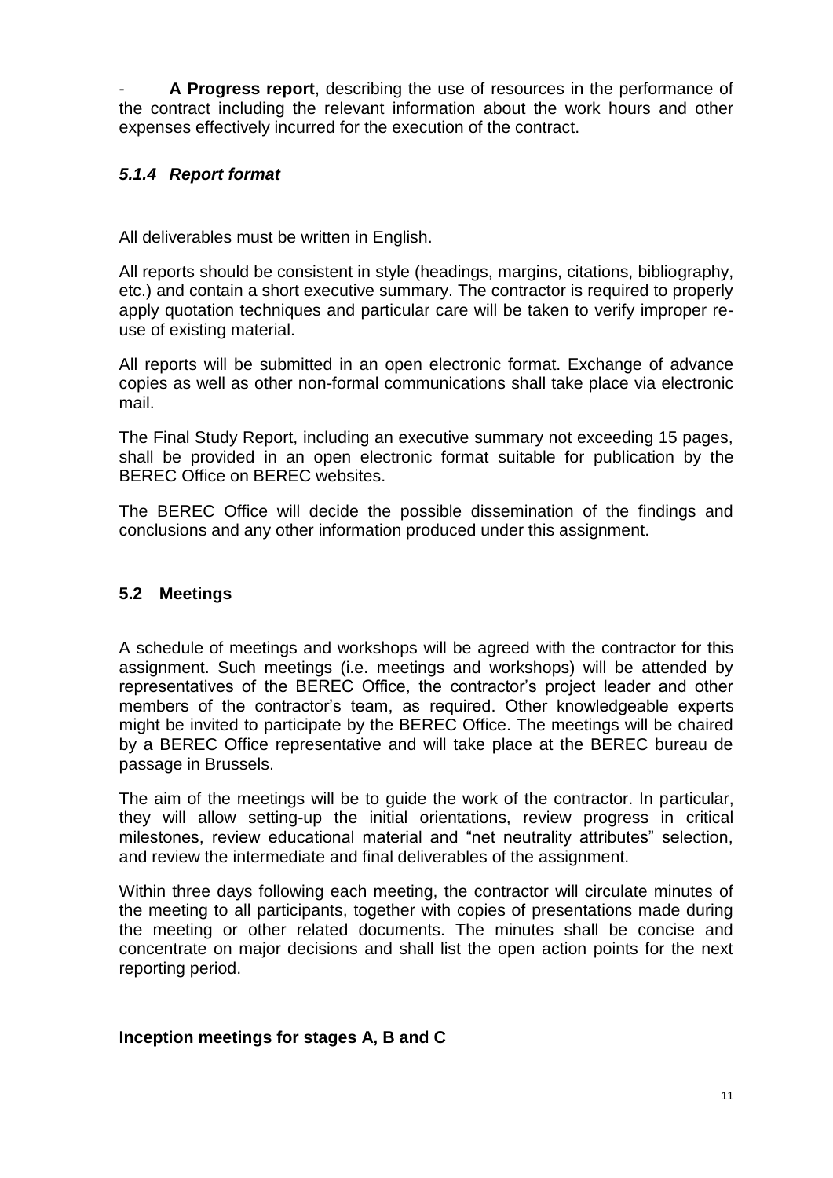- **A Progress report**, describing the use of resources in the performance of the contract including the relevant information about the work hours and other expenses effectively incurred for the execution of the contract.

### *5.1.4 Report format*

All deliverables must be written in English.

All reports should be consistent in style (headings, margins, citations, bibliography, etc.) and contain a short executive summary. The contractor is required to properly apply quotation techniques and particular care will be taken to verify improper re-use of existing material.

All reports will be submitted in an open electronic format. Exchange of advance copies as well as other non-formal communications shall take place via electronic mail.

The Final Study Report, including an executive summary not exceeding 15 pages, shall be provided in an open electronic format suitable for publication by the BEREC Office on BEREC websites.

The BEREC Office will decide the possible dissemination of the findings and conclusions and any other information produced under this assignment.

## 5.2 Meetings

A schedule of meetings and workshops will be agreed with the contractor for this assignment. Such meetings (i.e. meetings and workshops) will be attended by representatives of the BEREC Office, the contractor's project leader and other members of the contractor's team, as required. Other knowledgeable experts might be invited to participate by the BEREC Office. The meetings will be chaired by a BEREC Office representative and will take place at the BEREC bureau de passage in Brussels.

The aim of the meetings will be to guide the work of the contractor. In particular, they will allow setting-up the initial orientations, review progress in critical milestones, review educational material and "net neutrality attributes" selection, and review the intermediate and final deliverables of the assignment.

Within three days following each meeting, the contractor will circulate minutes of the meeting to all participants, together with copies of presentations made during the meeting or other related documents. The minutes shall be concise and concentrate on major decisions and shall list the open action points for the next reporting period.

**Inception meetings for stages A, B and C**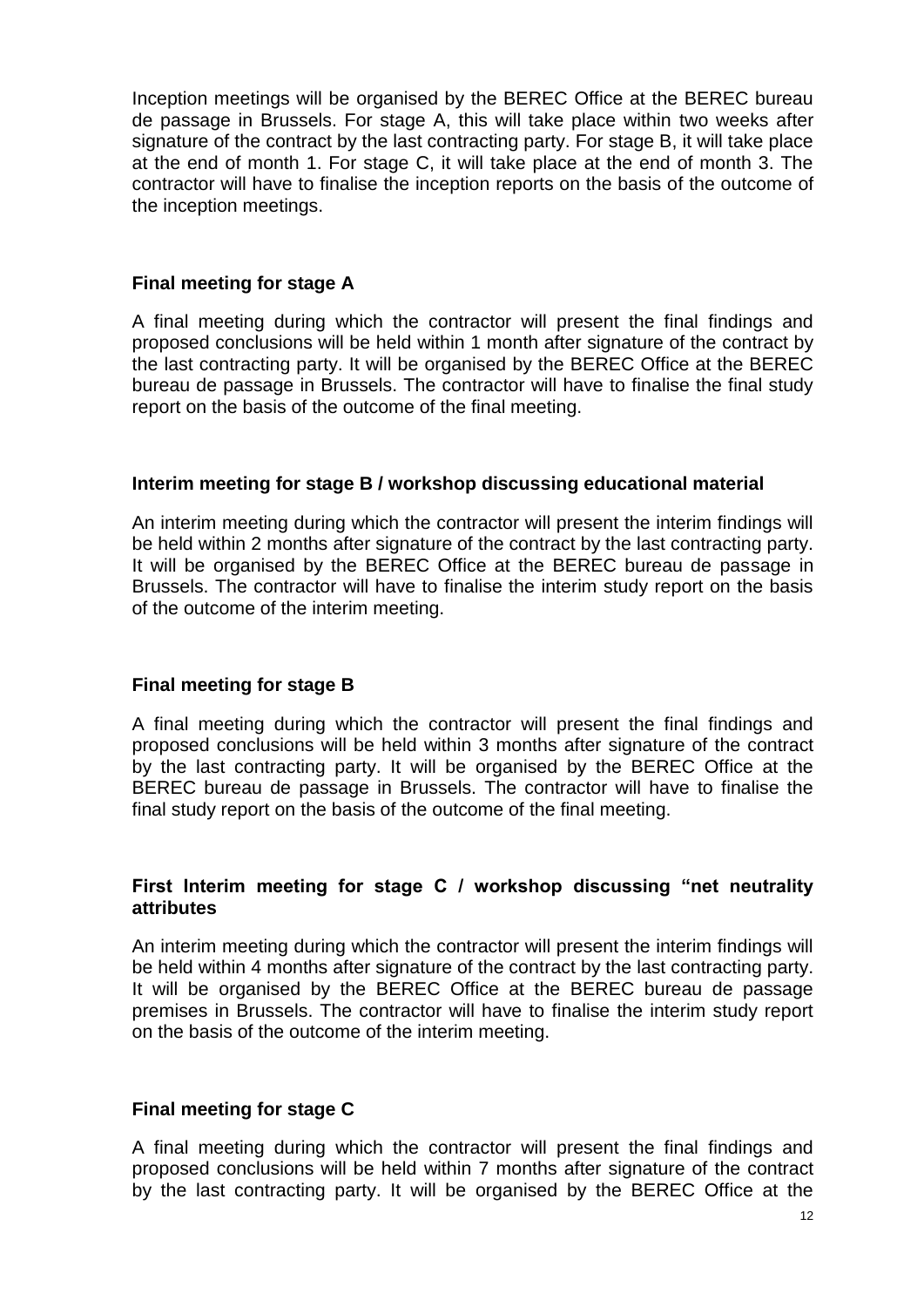Inception meetings will be organised by the BEREC Office at the BEREC bureau de passage in Brussels. For stage A, this will take place within two weeks after signature of the contract by the last contracting party. For stage B, it will take place at the end of month 1. For stage C, it will take place at the end of month 3. The contractor will have to finalise the inception reports on the basis of the outcome of the inception meetings.

**Final meeting for stage A**

A final meeting during which the contractor will present the final findings and proposed conclusions will be held within 1 month after signature of the contract by the last contracting party. It will be organised by the BEREC Office at the BEREC bureau de passage in Brussels. The contractor will have to finalise the final study report on the basis of the outcome of the final meeting.

**Interim meeting for stage B / workshop discussing educational material**

An interim meeting during which the contractor will present the interim findings will be held within 2 months after signature of the contract by the last contracting party. It will be organised by the BEREC Office at the BEREC bureau de passage in Brussels. The contractor will have to finalise the interim study report on the basis of the outcome of the interim meeting.

**Final meeting for stage B**

A final meeting during which the contractor will present the final findings and proposed conclusions will be held within 3 months after signature of the contract by the last contracting party. It will be organised by the BEREC Office at the BEREC bureau de passage in Brussels. The contractor will have to finalise the final study report on the basis of the outcome of the final meeting.

**First Interim meeting for stage C / workshop discussing "net neutrality attributes**

An interim meeting during which the contractor will present the interim findings will be held within 4 months after signature of the contract by the last contracting party. It will be organised by the BEREC Office at the BEREC bureau de passage premises in Brussels. The contractor will have to finalise the interim study report on the basis of the outcome of the interim meeting.

**Final meeting for stage C**

A final meeting during which the contractor will present the final findings and proposed conclusions will be held within 7 months after signature of the contract by the last contracting party. It will be organised by the BEREC Office at the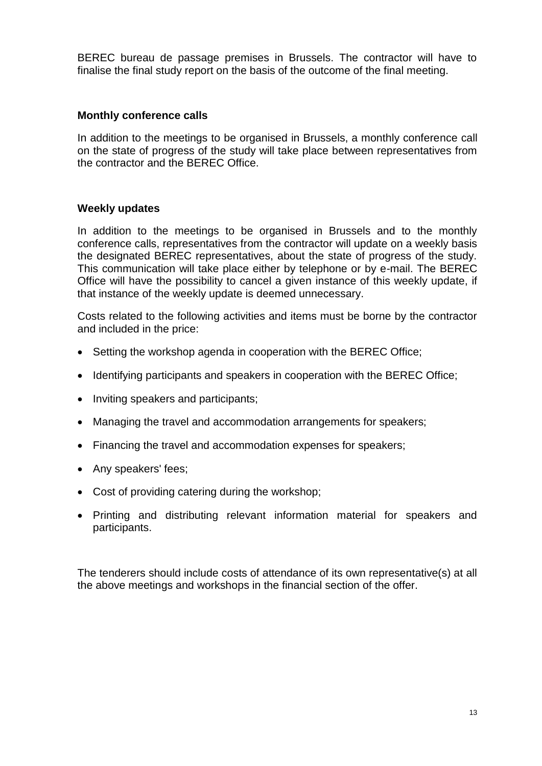BEREC bureau de passage premises in Brussels. The contractor will have to finalise the final study report on the basis of the outcome of the final meeting.

**Monthly conference calls**

In addition to the meetings to be organised in Brussels, a monthly conference call on the state of progress of the study will take place between representatives from the contractor and the BEREC Office.

**Weekly updates**

In addition to the meetings to be organised in Brussels and to the monthly conference calls, representatives from the contractor will update on a weekly basis the designated BEREC representatives, about the state of progress of the study. This communication will take place either by telephone or by e-mail. The BEREC Office will have the possibility to cancel a given instance of this weekly update, if that instance of the weekly update is deemed unnecessary.

Costs related to the following activities and items must be borne by the contractor and included in the price:

- Setting the workshop agenda in cooperation with the BEREC Office;
- Identifying participants and speakers in cooperation with the BEREC Office;
- Inviting speakers and participants;
- Managing the travel and accommodation arrangements for speakers;
- Financing the travel and accommodation expenses for speakers;
- Any speakers' fees;
- Cost of providing catering during the workshop;
- Printing and distributing relevant information material for speakers and participants.

The tenderers should include costs of attendance of its own representative(s) at all the above meetings and workshops in the financial section of the offer.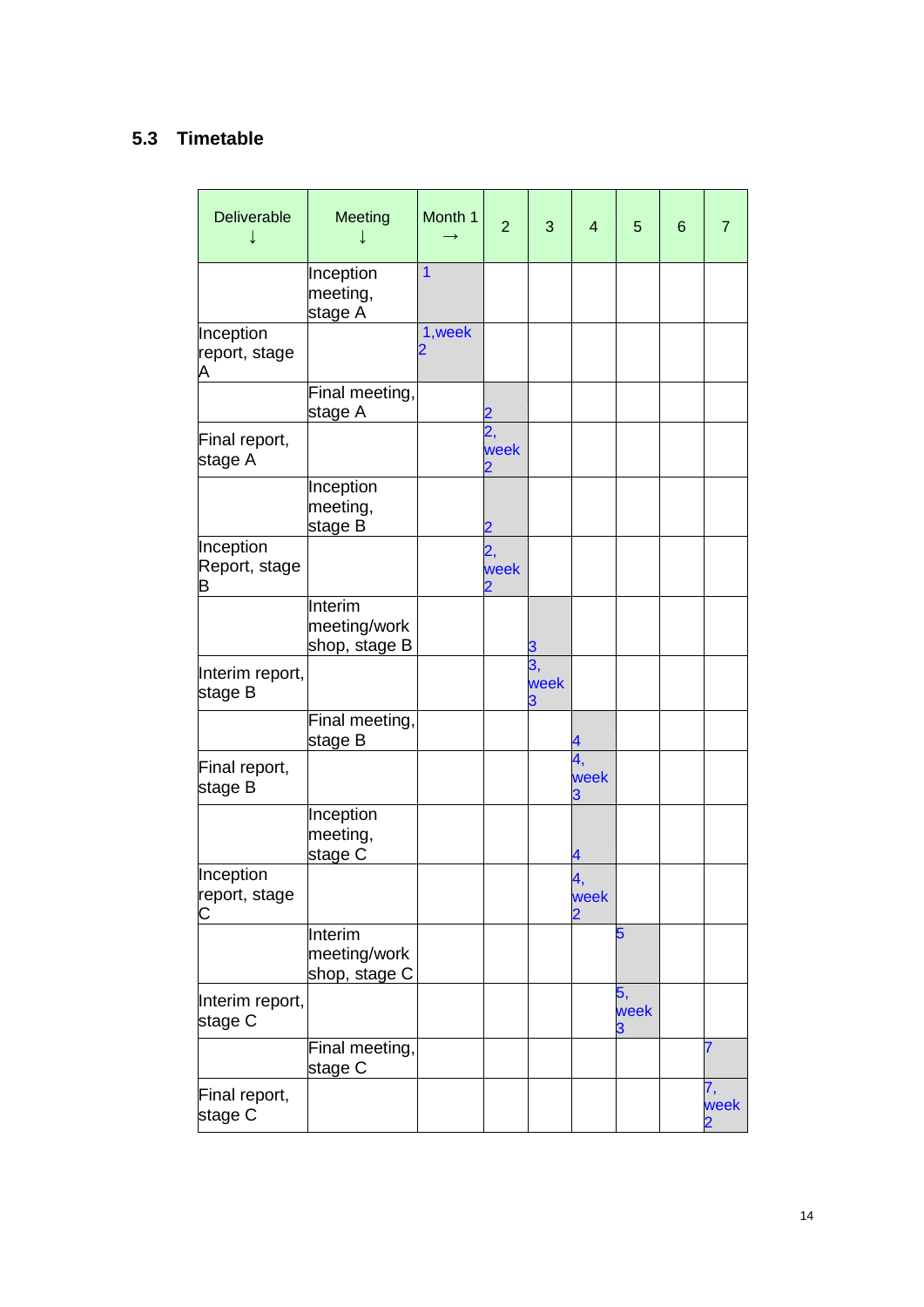## 5.3 Timetable

| Deliverable ↓ | Meeting ↓ | Month 1 → | 2 | 3 | 4 | 5 | 6 | 7 |
|---|---|---|---|---|---|---|---|---|
| | Inception meeting, stage A | 1 | | | | | | |
| Inception report, stage A | | 1,week 2 | | | | | | |
| | Final meeting, stage A | | 2 | | | | | |
| Final report, stage A | | | 2, week 2 | | | | | |
| | Inception meeting, stage B | | 2 | | | | | |
| Inception Report, stage B | | | 2, week 2 | | | | | |
| | Interim meeting/work shop, stage B | | | 3 | | | | |
| Interim report, stage B | | | | 3, week 3 | | | | |
| | Final meeting, stage B | | | | 4 | | | |
| Final report, stage B | | | | | 4, week 3 | | | |
| | Inception meeting, stage C | | | | 4 | | | |
| Inception report, stage C | | | | | 4, week 2 | | | |
| | Interim meeting/work shop, stage C | | | | | 5 | | |
| Interim report, stage C | | | | | | 5, week 3 | | |
| | Final meeting, stage C | | | | | | | 7 |
| Final report, stage C | | | | | | | | 7, week 2 |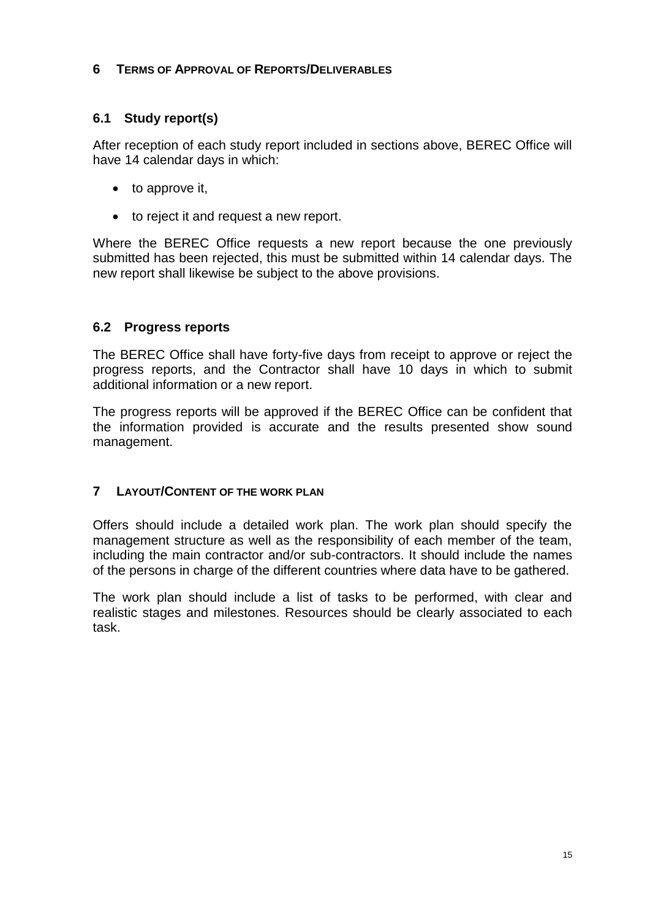## 6 TERMS OF APPROVAL OF REPORTS/DELIVERABLES

### 6.1 Study report(s)

After reception of each study report included in sections above, BEREC Office will have 14 calendar days in which:

- to approve it,
- to reject it and request a new report.

Where the BEREC Office requests a new report because the one previously submitted has been rejected, this must be submitted within 14 calendar days. The new report shall likewise be subject to the above provisions.

### 6.2 Progress reports

The BEREC Office shall have forty-five days from receipt to approve or reject the progress reports, and the Contractor shall have 10 days in which to submit additional information or a new report.

The progress reports will be approved if the BEREC Office can be confident that the information provided is accurate and the results presented show sound management.

## 7 LAYOUT/CONTENT OF THE WORK PLAN

Offers should include a detailed work plan. The work plan should specify the management structure as well as the responsibility of each member of the team, including the main contractor and/or sub-contractors. It should include the names of the persons in charge of the different countries where data have to be gathered.

The work plan should include a list of tasks to be performed, with clear and realistic stages and milestones. Resources should be clearly associated to each task.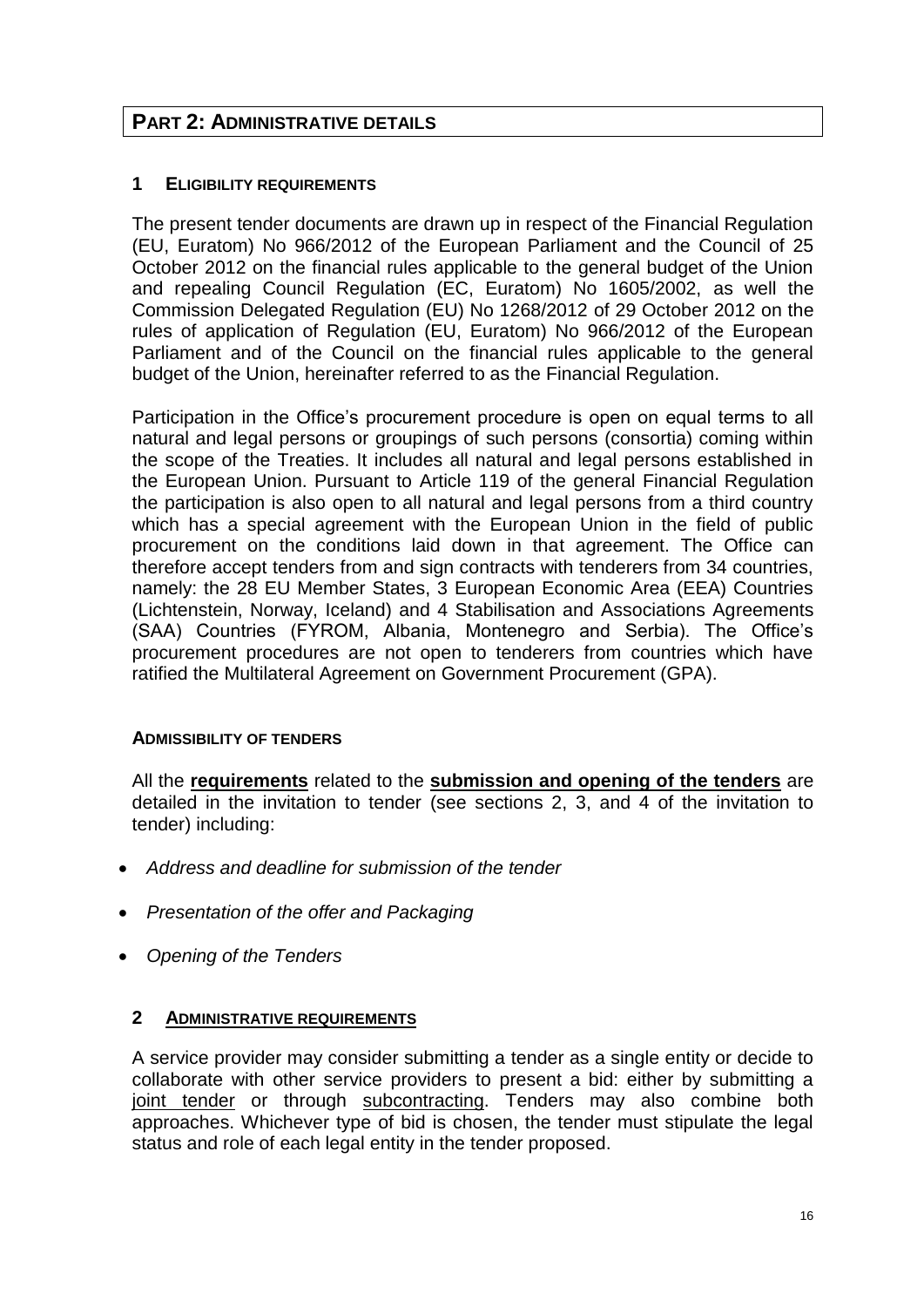# PART 2: ADMINISTRATIVE DETAILS

## 1 ELIGIBILITY REQUIREMENTS

The present tender documents are drawn up in respect of the Financial Regulation (EU, Euratom) No 966/2012 of the European Parliament and the Council of 25 October 2012 on the financial rules applicable to the general budget of the Union and repealing Council Regulation (EC, Euratom) No 1605/2002, as well the Commission Delegated Regulation (EU) No 1268/2012 of 29 October 2012 on the rules of application of Regulation (EU, Euratom) No 966/2012 of the European Parliament and of the Council on the financial rules applicable to the general budget of the Union, hereinafter referred to as the Financial Regulation.

Participation in the Office's procurement procedure is open on equal terms to all natural and legal persons or groupings of such persons (consortia) coming within the scope of the Treaties. It includes all natural and legal persons established in the European Union. Pursuant to Article 119 of the general Financial Regulation the participation is also open to all natural and legal persons from a third country which has a special agreement with the European Union in the field of public procurement on the conditions laid down in that agreement. The Office can therefore accept tenders from and sign contracts with tenderers from 34 countries, namely: the 28 EU Member States, 3 European Economic Area (EEA) Countries (Lichtenstein, Norway, Iceland) and 4 Stabilisation and Associations Agreements (SAA) Countries (FYROM, Albania, Montenegro and Serbia). The Office's procurement procedures are not open to tenderers from countries which have ratified the Multilateral Agreement on Government Procurement (GPA).

### ADMISSIBILITY OF TENDERS

All the **requirements** related to the **submission and opening of the tenders** are detailed in the invitation to tender (see sections 2, 3, and 4 of the invitation to tender) including:

- *Address and deadline for submission of the tender*
- *Presentation of the offer and Packaging*
- *Opening of the Tenders*

## 2 ADMINISTRATIVE REQUIREMENTS

A service provider may consider submitting a tender as a single entity or decide to collaborate with other service providers to present a bid: either by submitting a joint tender or through subcontracting. Tenders may also combine both approaches. Whichever type of bid is chosen, the tender must stipulate the legal status and role of each legal entity in the tender proposed.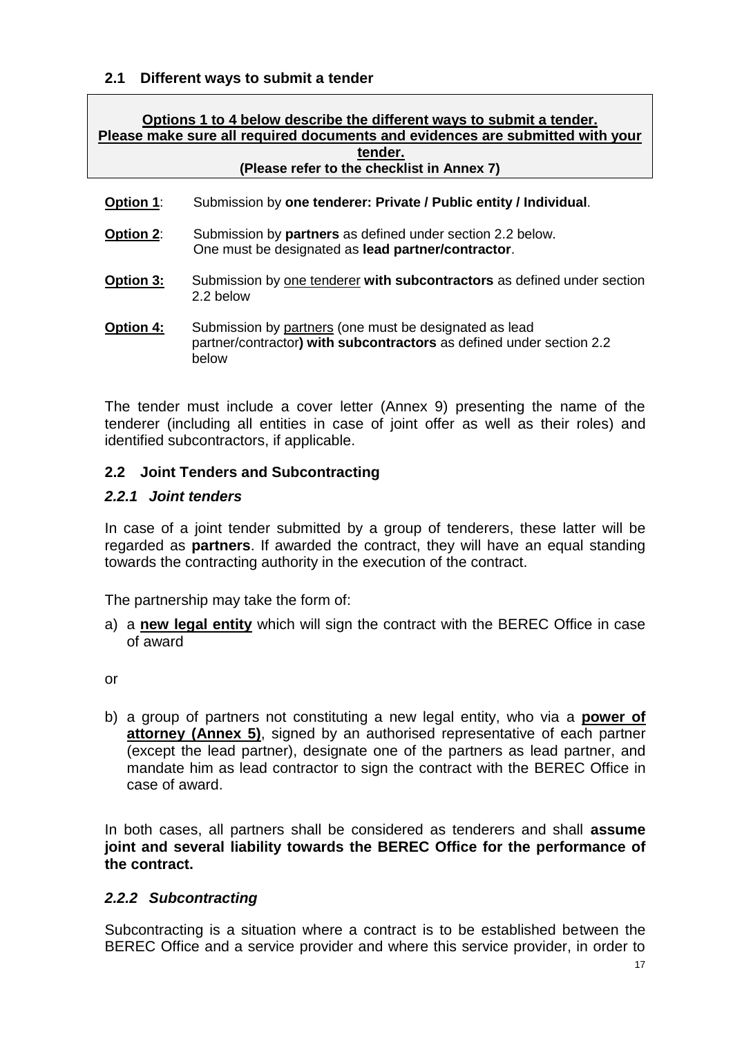### 2.1 Different ways to submit a tender

**Options 1 to 4 below describe the different ways to submit a tender.**
**Please make sure all required documents and evidences are submitted with your tender.**
**(Please refer to the checklist in Annex 7)**

**Option 1**: Submission by **one tenderer: Private / Public entity / Individual**.

**Option 2**: Submission by **partners** as defined under section 2.2 below. One must be designated as **lead partner/contractor**.

**Option 3:** Submission by one tenderer **with subcontractors** as defined under section 2.2 below

**Option 4:** Submission by partners (one must be designated as lead partner/contractor**) with subcontractors** as defined under section 2.2 below

The tender must include a cover letter (Annex 9) presenting the name of the tenderer (including all entities in case of joint offer as well as their roles) and identified subcontractors, if applicable.

### 2.2 Joint Tenders and Subcontracting

#### *2.2.1 Joint tenders*

In case of a joint tender submitted by a group of tenderers, these latter will be regarded as **partners**. If awarded the contract, they will have an equal standing towards the contracting authority in the execution of the contract.

The partnership may take the form of:

a) a **new legal entity** which will sign the contract with the BEREC Office in case of award

or

b) a group of partners not constituting a new legal entity, who via a **power of attorney (Annex 5)**, signed by an authorised representative of each partner (except the lead partner), designate one of the partners as lead partner, and mandate him as lead contractor to sign the contract with the BEREC Office in case of award.

In both cases, all partners shall be considered as tenderers and shall **assume joint and several liability towards the BEREC Office for the performance of the contract.**

#### *2.2.2 Subcontracting*

Subcontracting is a situation where a contract is to be established between the BEREC Office and a service provider and where this service provider, in order to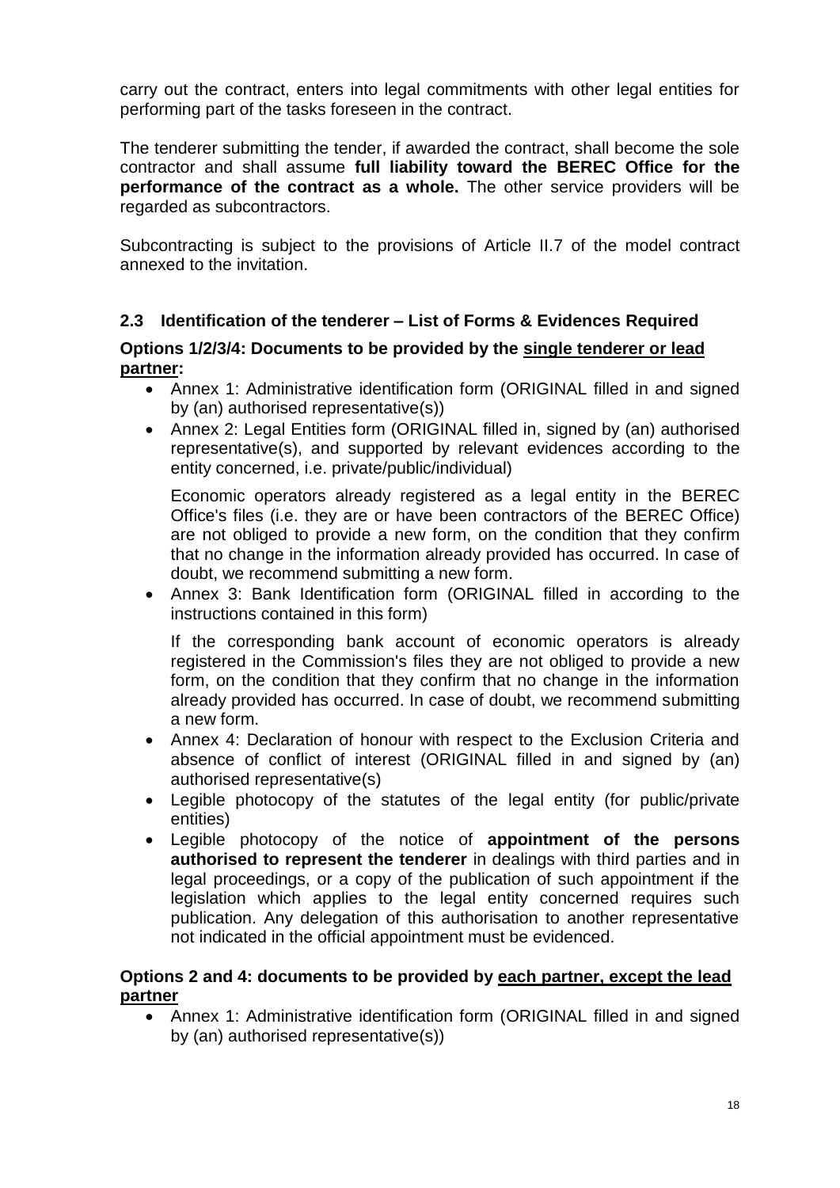carry out the contract, enters into legal commitments with other legal entities for performing part of the tasks foreseen in the contract.

The tenderer submitting the tender, if awarded the contract, shall become the sole contractor and shall assume **full liability toward the BEREC Office for the performance of the contract as a whole.** The other service providers will be regarded as subcontractors.

Subcontracting is subject to the provisions of Article II.7 of the model contract annexed to the invitation.

## 2.3 Identification of the tenderer – List of Forms & Evidences Required

**Options 1/2/3/4: Documents to be provided by the <u>single tenderer or lead partner</u>:**

- Annex 1: Administrative identification form (ORIGINAL filled in and signed by (an) authorised representative(s))
- Annex 2: Legal Entities form (ORIGINAL filled in, signed by (an) authorised representative(s), and supported by relevant evidences according to the entity concerned, i.e. private/public/individual)

  Economic operators already registered as a legal entity in the BEREC Office's files (i.e. they are or have been contractors of the BEREC Office) are not obliged to provide a new form, on the condition that they confirm that no change in the information already provided has occurred. In case of doubt, we recommend submitting a new form.
- Annex 3: Bank Identification form (ORIGINAL filled in according to the instructions contained in this form)

  If the corresponding bank account of economic operators is already registered in the Commission's files they are not obliged to provide a new form, on the condition that they confirm that no change in the information already provided has occurred. In case of doubt, we recommend submitting a new form.
- Annex 4: Declaration of honour with respect to the Exclusion Criteria and absence of conflict of interest (ORIGINAL filled in and signed by (an) authorised representative(s)
- Legible photocopy of the statutes of the legal entity (for public/private entities)
- Legible photocopy of the notice of **appointment of the persons authorised to represent the tenderer** in dealings with third parties and in legal proceedings, or a copy of the publication of such appointment if the legislation which applies to the legal entity concerned requires such publication. Any delegation of this authorisation to another representative not indicated in the official appointment must be evidenced.

**Options 2 and 4: documents to be provided by <u>each partner, except the lead partner</u>**

- Annex 1: Administrative identification form (ORIGINAL filled in and signed by (an) authorised representative(s))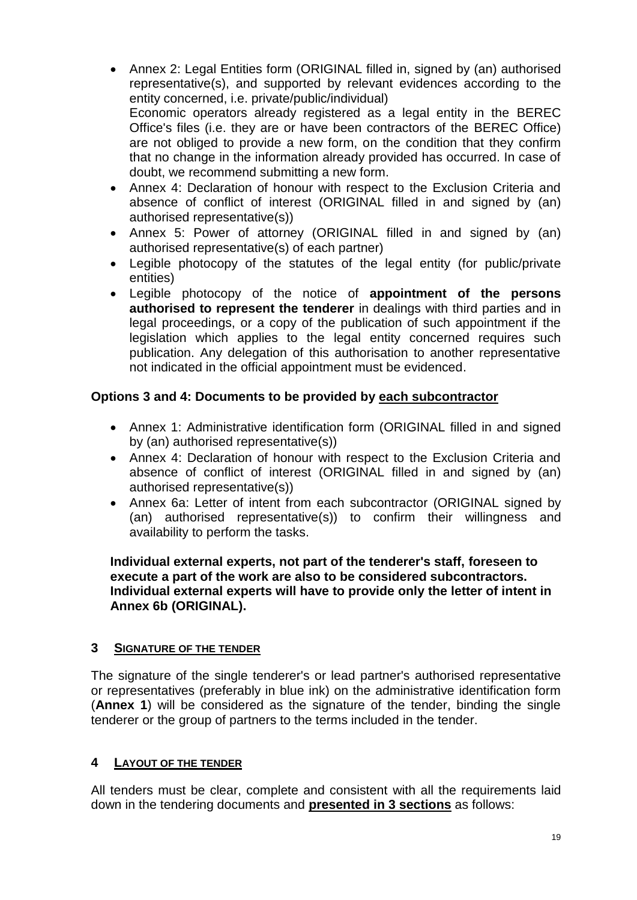- Annex 2: Legal Entities form (ORIGINAL filled in, signed by (an) authorised representative(s), and supported by relevant evidences according to the entity concerned, i.e. private/public/individual)
  Economic operators already registered as a legal entity in the BEREC Office's files (i.e. they are or have been contractors of the BEREC Office) are not obliged to provide a new form, on the condition that they confirm that no change in the information already provided has occurred. In case of doubt, we recommend submitting a new form.
- Annex 4: Declaration of honour with respect to the Exclusion Criteria and absence of conflict of interest (ORIGINAL filled in and signed by (an) authorised representative(s))
- Annex 5: Power of attorney (ORIGINAL filled in and signed by (an) authorised representative(s) of each partner)
- Legible photocopy of the statutes of the legal entity (for public/private entities)
- Legible photocopy of the notice of **appointment of the persons authorised to represent the tenderer** in dealings with third parties and in legal proceedings, or a copy of the publication of such appointment if the legislation which applies to the legal entity concerned requires such publication. Any delegation of this authorisation to another representative not indicated in the official appointment must be evidenced.

**Options 3 and 4: Documents to be provided by <u>each subcontractor</u>**

- Annex 1: Administrative identification form (ORIGINAL filled in and signed by (an) authorised representative(s))
- Annex 4: Declaration of honour with respect to the Exclusion Criteria and absence of conflict of interest (ORIGINAL filled in and signed by (an) authorised representative(s))
- Annex 6a: Letter of intent from each subcontractor (ORIGINAL signed by (an) authorised representative(s)) to confirm their willingness and availability to perform the tasks.

**Individual external experts, not part of the tenderer's staff, foreseen to execute a part of the work are also to be considered subcontractors. Individual external experts will have to provide only the letter of intent in Annex 6b (ORIGINAL).**

## 3 SIGNATURE OF THE TENDER

The signature of the single tenderer's or lead partner's authorised representative or representatives (preferably in blue ink) on the administrative identification form (**Annex 1**) will be considered as the signature of the tender, binding the single tenderer or the group of partners to the terms included in the tender.

## 4 LAYOUT OF THE TENDER

All tenders must be clear, complete and consistent with all the requirements laid down in the tendering documents and **<u>presented in 3 sections</u>** as follows: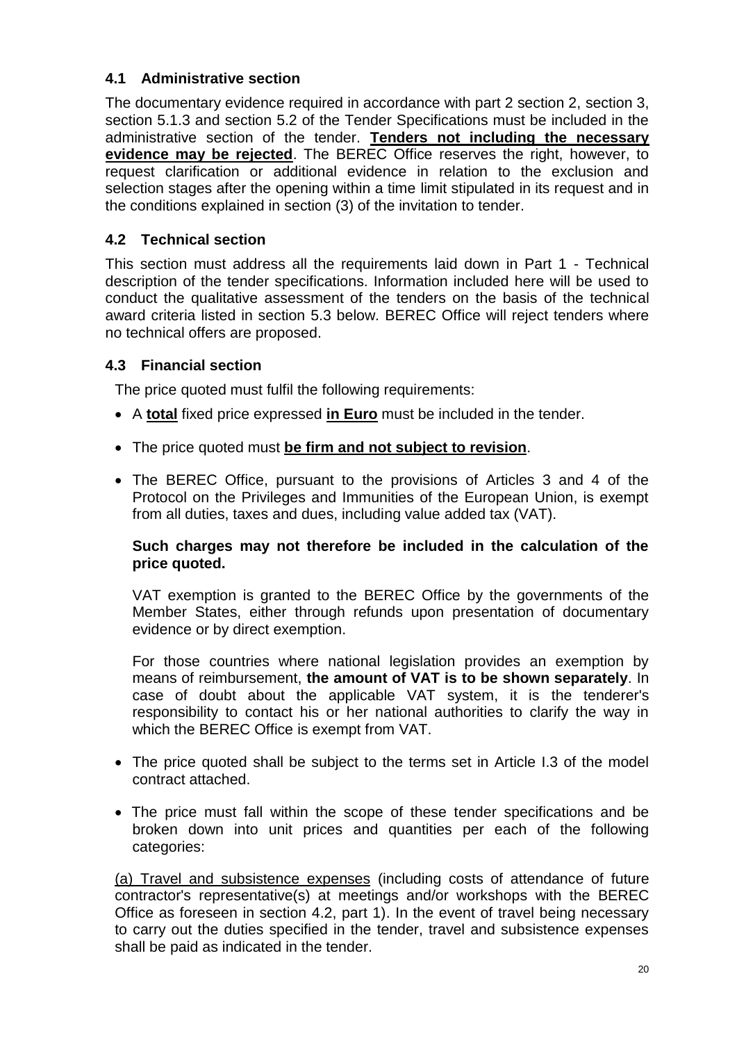### 4.1 Administrative section

The documentary evidence required in accordance with part 2 section 2, section 3, section 5.1.3 and section 5.2 of the Tender Specifications must be included in the administrative section of the tender. **Tenders not including the necessary evidence may be rejected**. The BEREC Office reserves the right, however, to request clarification or additional evidence in relation to the exclusion and selection stages after the opening within a time limit stipulated in its request and in the conditions explained in section (3) of the invitation to tender.

### 4.2 Technical section

This section must address all the requirements laid down in Part 1 - Technical description of the tender specifications. Information included here will be used to conduct the qualitative assessment of the tenders on the basis of the technical award criteria listed in section 5.3 below. BEREC Office will reject tenders where no technical offers are proposed.

### 4.3 Financial section

The price quoted must fulfil the following requirements:

- A **total** fixed price expressed **in Euro** must be included in the tender.
- The price quoted must **be firm and not subject to revision**.
- The BEREC Office, pursuant to the provisions of Articles 3 and 4 of the Protocol on the Privileges and Immunities of the European Union, is exempt from all duties, taxes and dues, including value added tax (VAT).

  **Such charges may not therefore be included in the calculation of the price quoted.**

  VAT exemption is granted to the BEREC Office by the governments of the Member States, either through refunds upon presentation of documentary evidence or by direct exemption.

  For those countries where national legislation provides an exemption by means of reimbursement, **the amount of VAT is to be shown separately**. In case of doubt about the applicable VAT system, it is the tenderer's responsibility to contact his or her national authorities to clarify the way in which the BEREC Office is exempt from VAT.

- The price quoted shall be subject to the terms set in Article I.3 of the model contract attached.
- The price must fall within the scope of these tender specifications and be broken down into unit prices and quantities per each of the following categories:

(a) Travel and subsistence expenses (including costs of attendance of future contractor's representative(s) at meetings and/or workshops with the BEREC Office as foreseen in section 4.2, part 1). In the event of travel being necessary to carry out the duties specified in the tender, travel and subsistence expenses shall be paid as indicated in the tender.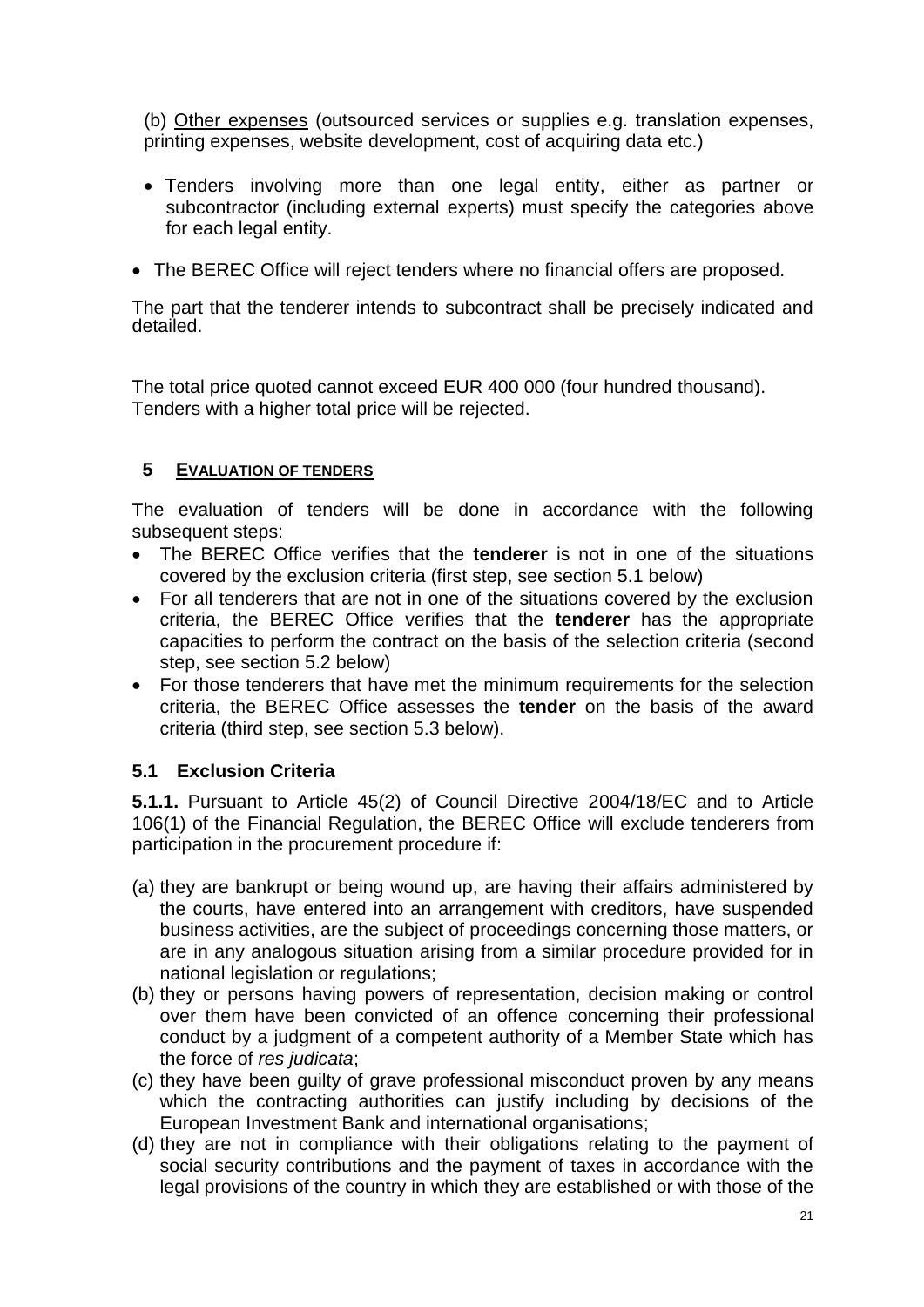(b) Other expenses (outsourced services or supplies e.g. translation expenses, printing expenses, website development, cost of acquiring data etc.)

- Tenders involving more than one legal entity, either as partner or subcontractor (including external experts) must specify the categories above for each legal entity.

- The BEREC Office will reject tenders where no financial offers are proposed.

The part that the tenderer intends to subcontract shall be precisely indicated and detailed.

The total price quoted cannot exceed EUR 400 000 (four hundred thousand). Tenders with a higher total price will be rejected.

## 5 EVALUATION OF TENDERS

The evaluation of tenders will be done in accordance with the following subsequent steps:

- The BEREC Office verifies that the **tenderer** is not in one of the situations covered by the exclusion criteria (first step, see section 5.1 below)
- For all tenderers that are not in one of the situations covered by the exclusion criteria, the BEREC Office verifies that the **tenderer** has the appropriate capacities to perform the contract on the basis of the selection criteria (second step, see section 5.2 below)
- For those tenderers that have met the minimum requirements for the selection criteria, the BEREC Office assesses the **tender** on the basis of the award criteria (third step, see section 5.3 below).

### 5.1 Exclusion Criteria

**5.1.1.** Pursuant to Article 45(2) of Council Directive 2004/18/EC and to Article 106(1) of the Financial Regulation, the BEREC Office will exclude tenderers from participation in the procurement procedure if:

(a) they are bankrupt or being wound up, are having their affairs administered by the courts, have entered into an arrangement with creditors, have suspended business activities, are the subject of proceedings concerning those matters, or are in any analogous situation arising from a similar procedure provided for in national legislation or regulations;

(b) they or persons having powers of representation, decision making or control over them have been convicted of an offence concerning their professional conduct by a judgment of a competent authority of a Member State which has the force of *res judicata*;

(c) they have been guilty of grave professional misconduct proven by any means which the contracting authorities can justify including by decisions of the European Investment Bank and international organisations;

(d) they are not in compliance with their obligations relating to the payment of social security contributions and the payment of taxes in accordance with the legal provisions of the country in which they are established or with those of the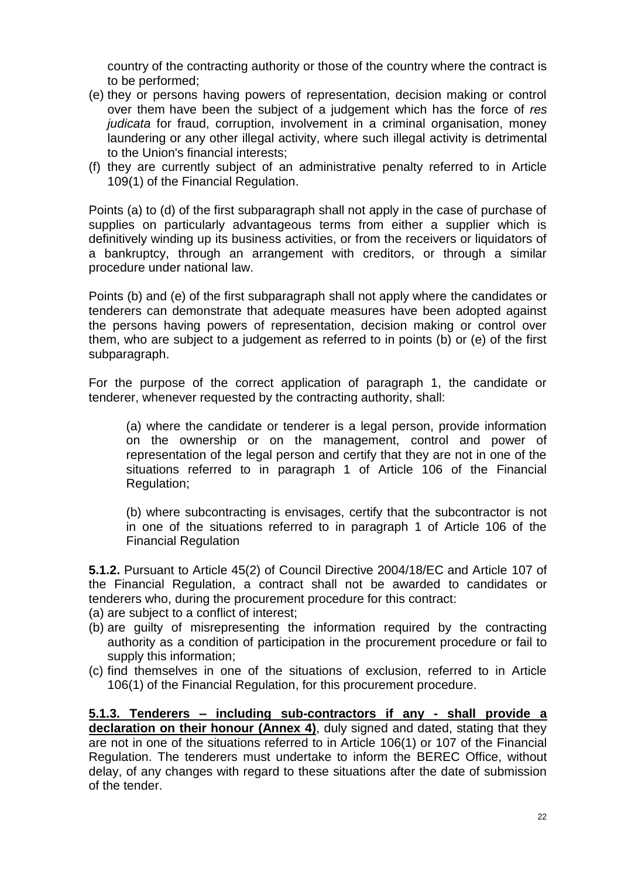country of the contracting authority or those of the country where the contract is to be performed;

(e) they or persons having powers of representation, decision making or control over them have been the subject of a judgement which has the force of *res judicata* for fraud, corruption, involvement in a criminal organisation, money laundering or any other illegal activity, where such illegal activity is detrimental to the Union's financial interests;

(f) they are currently subject of an administrative penalty referred to in Article 109(1) of the Financial Regulation.

Points (a) to (d) of the first subparagraph shall not apply in the case of purchase of supplies on particularly advantageous terms from either a supplier which is definitively winding up its business activities, or from the receivers or liquidators of a bankruptcy, through an arrangement with creditors, or through a similar procedure under national law.

Points (b) and (e) of the first subparagraph shall not apply where the candidates or tenderers can demonstrate that adequate measures have been adopted against the persons having powers of representation, decision making or control over them, who are subject to a judgement as referred to in points (b) or (e) of the first subparagraph.

For the purpose of the correct application of paragraph 1, the candidate or tenderer, whenever requested by the contracting authority, shall:

> (a) where the candidate or tenderer is a legal person, provide information on the ownership or on the management, control and power of representation of the legal person and certify that they are not in one of the situations referred to in paragraph 1 of Article 106 of the Financial Regulation;
>
> (b) where subcontracting is envisages, certify that the subcontractor is not in one of the situations referred to in paragraph 1 of Article 106 of the Financial Regulation

**5.1.2.** Pursuant to Article 45(2) of Council Directive 2004/18/EC and Article 107 of the Financial Regulation, a contract shall not be awarded to candidates or tenderers who, during the procurement procedure for this contract:

(a) are subject to a conflict of interest;

(b) are guilty of misrepresenting the information required by the contracting authority as a condition of participation in the procurement procedure or fail to supply this information;

(c) find themselves in one of the situations of exclusion, referred to in Article 106(1) of the Financial Regulation, for this procurement procedure.

**5.1.3. Tenderers – including sub-contractors if any - shall provide a declaration on their honour (Annex 4)**, duly signed and dated, stating that they are not in one of the situations referred to in Article 106(1) or 107 of the Financial Regulation. The tenderers must undertake to inform the BEREC Office, without delay, of any changes with regard to these situations after the date of submission of the tender.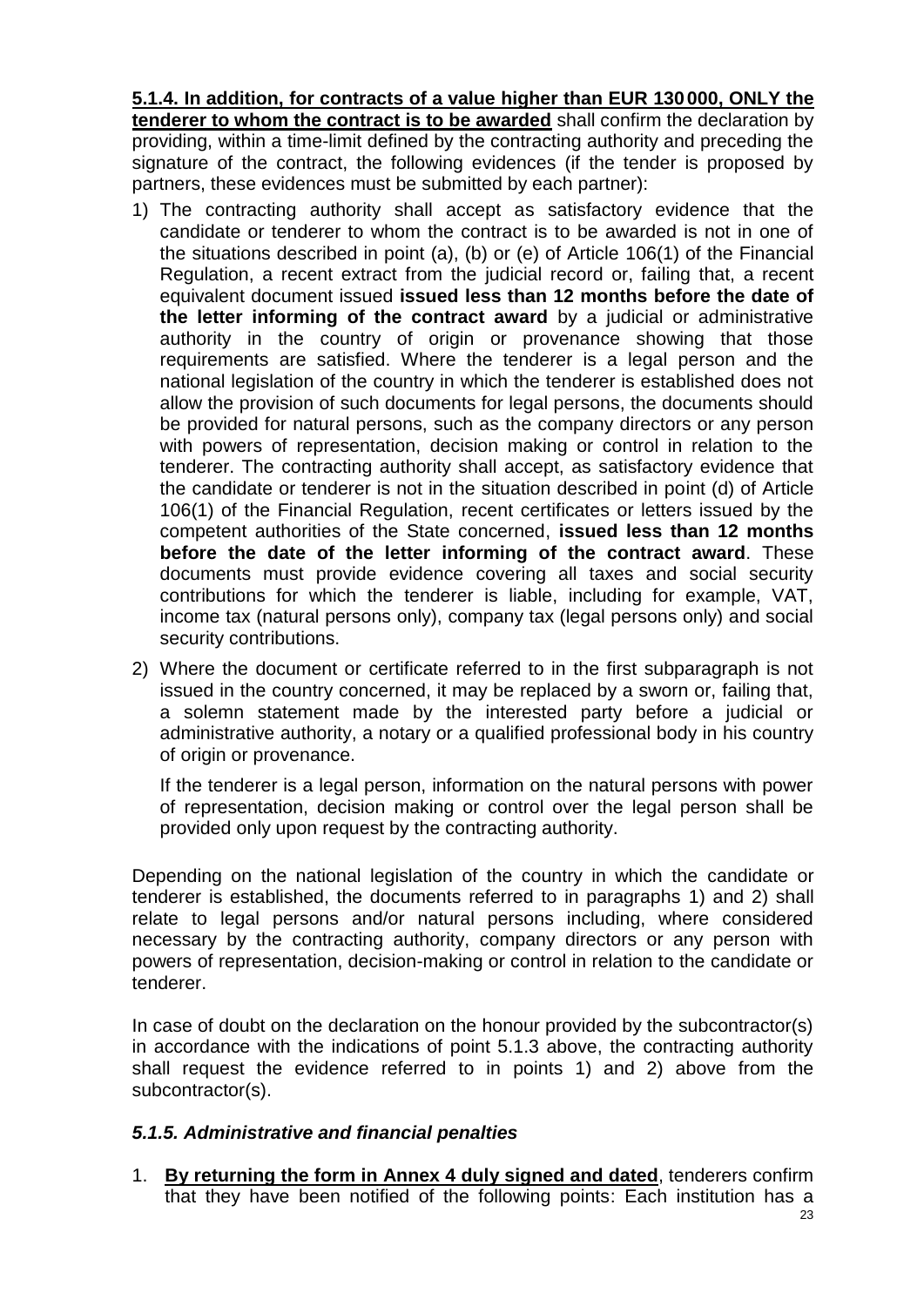**5.1.4. In addition, for contracts of a value higher than EUR 130 000, ONLY the tenderer to whom the contract is to be awarded** shall confirm the declaration by providing, within a time-limit defined by the contracting authority and preceding the signature of the contract, the following evidences (if the tender is proposed by partners, these evidences must be submitted by each partner):

1) The contracting authority shall accept as satisfactory evidence that the candidate or tenderer to whom the contract is to be awarded is not in one of the situations described in point (a), (b) or (e) of Article 106(1) of the Financial Regulation, a recent extract from the judicial record or, failing that, a recent equivalent document issued **issued less than 12 months before the date of the letter informing of the contract award** by a judicial or administrative authority in the country of origin or provenance showing that those requirements are satisfied. Where the tenderer is a legal person and the national legislation of the country in which the tenderer is established does not allow the provision of such documents for legal persons, the documents should be provided for natural persons, such as the company directors or any person with powers of representation, decision making or control in relation to the tenderer. The contracting authority shall accept, as satisfactory evidence that the candidate or tenderer is not in the situation described in point (d) of Article 106(1) of the Financial Regulation, recent certificates or letters issued by the competent authorities of the State concerned, **issued less than 12 months before the date of the letter informing of the contract award**. These documents must provide evidence covering all taxes and social security contributions for which the tenderer is liable, including for example, VAT, income tax (natural persons only), company tax (legal persons only) and social security contributions.

2) Where the document or certificate referred to in the first subparagraph is not issued in the country concerned, it may be replaced by a sworn or, failing that, a solemn statement made by the interested party before a judicial or administrative authority, a notary or a qualified professional body in his country of origin or provenance.

   If the tenderer is a legal person, information on the natural persons with power of representation, decision making or control over the legal person shall be provided only upon request by the contracting authority.

Depending on the national legislation of the country in which the candidate or tenderer is established, the documents referred to in paragraphs 1) and 2) shall relate to legal persons and/or natural persons including, where considered necessary by the contracting authority, company directors or any person with powers of representation, decision-making or control in relation to the candidate or tenderer.

In case of doubt on the declaration on the honour provided by the subcontractor(s) in accordance with the indications of point 5.1.3 above, the contracting authority shall request the evidence referred to in points 1) and 2) above from the subcontractor(s).

### *5.1.5. Administrative and financial penalties*

1. **By returning the form in Annex 4 duly signed and dated**, tenderers confirm that they have been notified of the following points: Each institution has a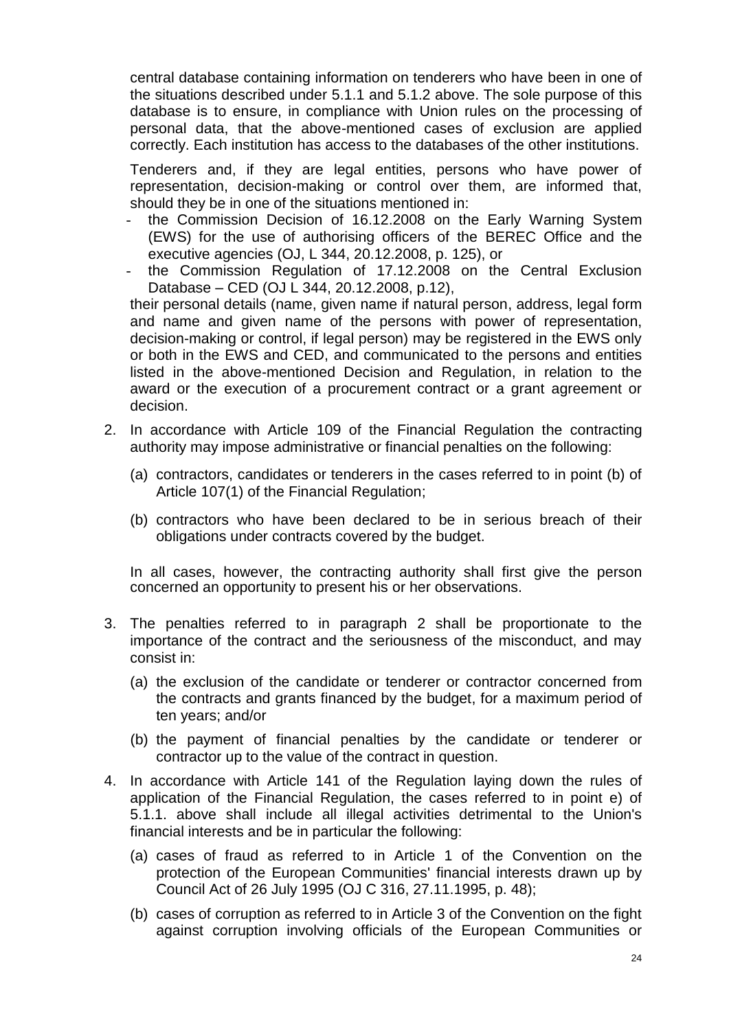central database containing information on tenderers who have been in one of the situations described under 5.1.1 and 5.1.2 above. The sole purpose of this database is to ensure, in compliance with Union rules on the processing of personal data, that the above-mentioned cases of exclusion are applied correctly. Each institution has access to the databases of the other institutions.

Tenderers and, if they are legal entities, persons who have power of representation, decision-making or control over them, are informed that, should they be in one of the situations mentioned in:

- the Commission Decision of 16.12.2008 on the Early Warning System (EWS) for the use of authorising officers of the BEREC Office and the executive agencies (OJ, L 344, 20.12.2008, p. 125), or
- the Commission Regulation of 17.12.2008 on the Central Exclusion Database – CED (OJ L 344, 20.12.2008, p.12),

their personal details (name, given name if natural person, address, legal form and name and given name of the persons with power of representation, decision-making or control, if legal person) may be registered in the EWS only or both in the EWS and CED, and communicated to the persons and entities listed in the above-mentioned Decision and Regulation, in relation to the award or the execution of a procurement contract or a grant agreement or decision.

2. In accordance with Article 109 of the Financial Regulation the contracting authority may impose administrative or financial penalties on the following:

   (a) contractors, candidates or tenderers in the cases referred to in point (b) of Article 107(1) of the Financial Regulation;

   (b) contractors who have been declared to be in serious breach of their obligations under contracts covered by the budget.

   In all cases, however, the contracting authority shall first give the person concerned an opportunity to present his or her observations.

3. The penalties referred to in paragraph 2 shall be proportionate to the importance of the contract and the seriousness of the misconduct, and may consist in:

   (a) the exclusion of the candidate or tenderer or contractor concerned from the contracts and grants financed by the budget, for a maximum period of ten years; and/or

   (b) the payment of financial penalties by the candidate or tenderer or contractor up to the value of the contract in question.

4. In accordance with Article 141 of the Regulation laying down the rules of application of the Financial Regulation, the cases referred to in point e) of 5.1.1. above shall include all illegal activities detrimental to the Union's financial interests and be in particular the following:

   (a) cases of fraud as referred to in Article 1 of the Convention on the protection of the European Communities' financial interests drawn up by Council Act of 26 July 1995 (OJ C 316, 27.11.1995, p. 48);

   (b) cases of corruption as referred to in Article 3 of the Convention on the fight against corruption involving officials of the European Communities or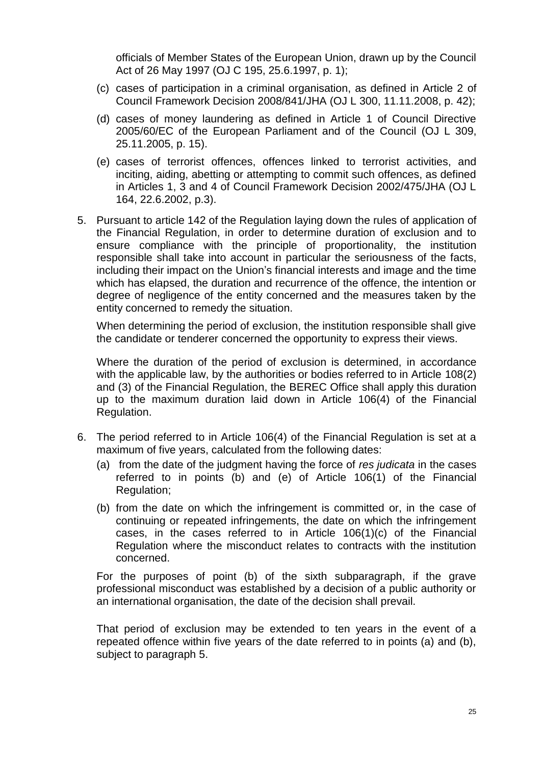officials of Member States of the European Union, drawn up by the Council Act of 26 May 1997 (OJ C 195, 25.6.1997, p. 1);

(c) cases of participation in a criminal organisation, as defined in Article 2 of Council Framework Decision 2008/841/JHA (OJ L 300, 11.11.2008, p. 42);

(d) cases of money laundering as defined in Article 1 of Council Directive 2005/60/EC of the European Parliament and of the Council (OJ L 309, 25.11.2005, p. 15).

(e) cases of terrorist offences, offences linked to terrorist activities, and inciting, aiding, abetting or attempting to commit such offences, as defined in Articles 1, 3 and 4 of Council Framework Decision 2002/475/JHA (OJ L 164, 22.6.2002, p.3).

5. Pursuant to article 142 of the Regulation laying down the rules of application of the Financial Regulation, in order to determine duration of exclusion and to ensure compliance with the principle of proportionality, the institution responsible shall take into account in particular the seriousness of the facts, including their impact on the Union's financial interests and image and the time which has elapsed, the duration and recurrence of the offence, the intention or degree of negligence of the entity concerned and the measures taken by the entity concerned to remedy the situation.

   When determining the period of exclusion, the institution responsible shall give the candidate or tenderer concerned the opportunity to express their views.

   Where the duration of the period of exclusion is determined, in accordance with the applicable law, by the authorities or bodies referred to in Article 108(2) and (3) of the Financial Regulation, the BEREC Office shall apply this duration up to the maximum duration laid down in Article 106(4) of the Financial Regulation.

6. The period referred to in Article 106(4) of the Financial Regulation is set at a maximum of five years, calculated from the following dates:
   (a) from the date of the judgment having the force of *res judicata* in the cases referred to in points (b) and (e) of Article 106(1) of the Financial Regulation;
   (b) from the date on which the infringement is committed or, in the case of continuing or repeated infringements, the date on which the infringement cases, in the cases referred to in Article 106(1)(c) of the Financial Regulation where the misconduct relates to contracts with the institution concerned.

   For the purposes of point (b) of the sixth subparagraph, if the grave professional misconduct was established by a decision of a public authority or an international organisation, the date of the decision shall prevail.

   That period of exclusion may be extended to ten years in the event of a repeated offence within five years of the date referred to in points (a) and (b), subject to paragraph 5.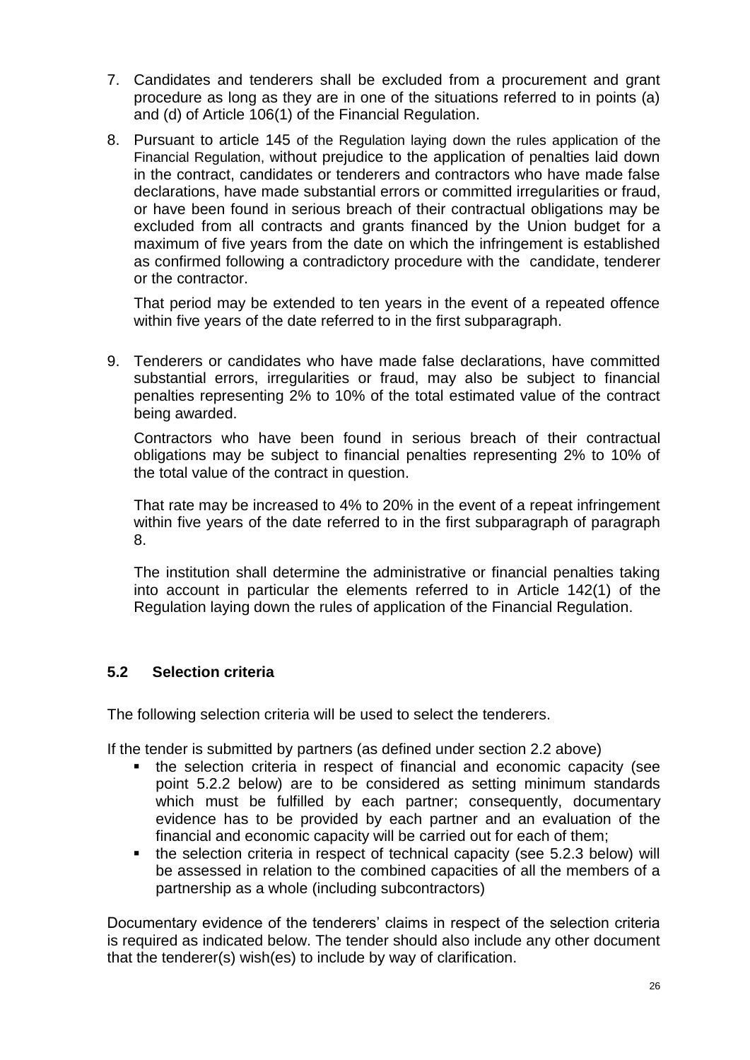7. Candidates and tenderers shall be excluded from a procurement and grant procedure as long as they are in one of the situations referred to in points (a) and (d) of Article 106(1) of the Financial Regulation.

8. Pursuant to article 145 of the Regulation laying down the rules application of the Financial Regulation, without prejudice to the application of penalties laid down in the contract, candidates or tenderers and contractors who have made false declarations, have made substantial errors or committed irregularities or fraud, or have been found in serious breach of their contractual obligations may be excluded from all contracts and grants financed by the Union budget for a maximum of five years from the date on which the infringement is established as confirmed following a contradictory procedure with the candidate, tenderer or the contractor.

   That period may be extended to ten years in the event of a repeated offence within five years of the date referred to in the first subparagraph.

9. Tenderers or candidates who have made false declarations, have committed substantial errors, irregularities or fraud, may also be subject to financial penalties representing 2% to 10% of the total estimated value of the contract being awarded.

   Contractors who have been found in serious breach of their contractual obligations may be subject to financial penalties representing 2% to 10% of the total value of the contract in question.

   That rate may be increased to 4% to 20% in the event of a repeat infringement within five years of the date referred to in the first subparagraph of paragraph 8.

   The institution shall determine the administrative or financial penalties taking into account in particular the elements referred to in Article 142(1) of the Regulation laying down the rules of application of the Financial Regulation.

### 5.2 Selection criteria

The following selection criteria will be used to select the tenderers.

If the tender is submitted by partners (as defined under section 2.2 above)

- the selection criteria in respect of financial and economic capacity (see point 5.2.2 below) are to be considered as setting minimum standards which must be fulfilled by each partner; consequently, documentary evidence has to be provided by each partner and an evaluation of the financial and economic capacity will be carried out for each of them;
- the selection criteria in respect of technical capacity (see 5.2.3 below) will be assessed in relation to the combined capacities of all the members of a partnership as a whole (including subcontractors)

Documentary evidence of the tenderers' claims in respect of the selection criteria is required as indicated below. The tender should also include any other document that the tenderer(s) wish(es) to include by way of clarification.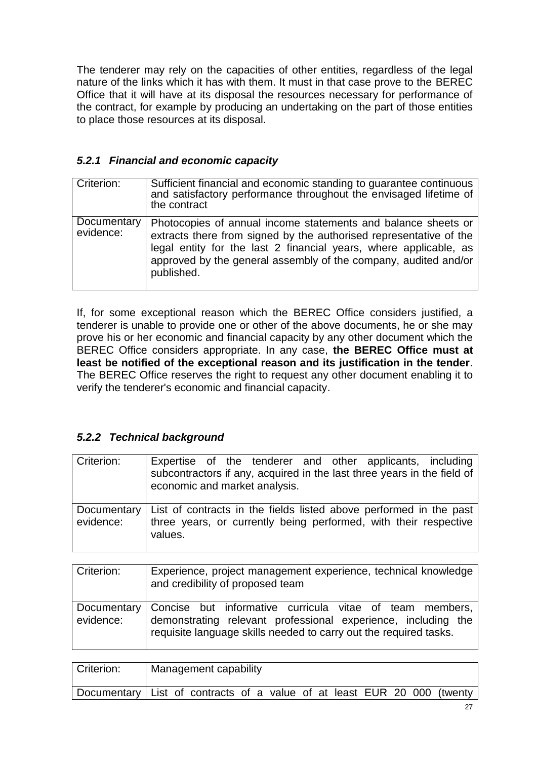The tenderer may rely on the capacities of other entities, regardless of the legal nature of the links which it has with them. It must in that case prove to the BEREC Office that it will have at its disposal the resources necessary for performance of the contract, for example by producing an undertaking on the part of those entities to place those resources at its disposal.

### *5.2.1 Financial and economic capacity*

| Criterion: | Sufficient financial and economic standing to guarantee continuous and satisfactory performance throughout the envisaged lifetime of the contract |
|---|---|
| Documentary evidence: | Photocopies of annual income statements and balance sheets or extracts there from signed by the authorised representative of the legal entity for the last 2 financial years, where applicable, as approved by the general assembly of the company, audited and/or published. |

If, for some exceptional reason which the BEREC Office considers justified, a tenderer is unable to provide one or other of the above documents, he or she may prove his or her economic and financial capacity by any other document which the BEREC Office considers appropriate. In any case, **the BEREC Office must at least be notified of the exceptional reason and its justification in the tender**. The BEREC Office reserves the right to request any other document enabling it to verify the tenderer's economic and financial capacity.

### *5.2.2 Technical background*

| Criterion: | Expertise of the tenderer and other applicants, including subcontractors if any, acquired in the last three years in the field of economic and market analysis. |
|---|---|
| Documentary evidence: | List of contracts in the fields listed above performed in the past three years, or currently being performed, with their respective values. |

| Criterion: | Experience, project management experience, technical knowledge and credibility of proposed team |
|---|---|
| Documentary evidence: | Concise but informative curricula vitae of team members, demonstrating relevant professional experience, including the requisite language skills needed to carry out the required tasks. |

| Criterion: | Management capability |
|---|---|
| Documentary | List of contracts of a value of at least EUR 20 000 (twenty |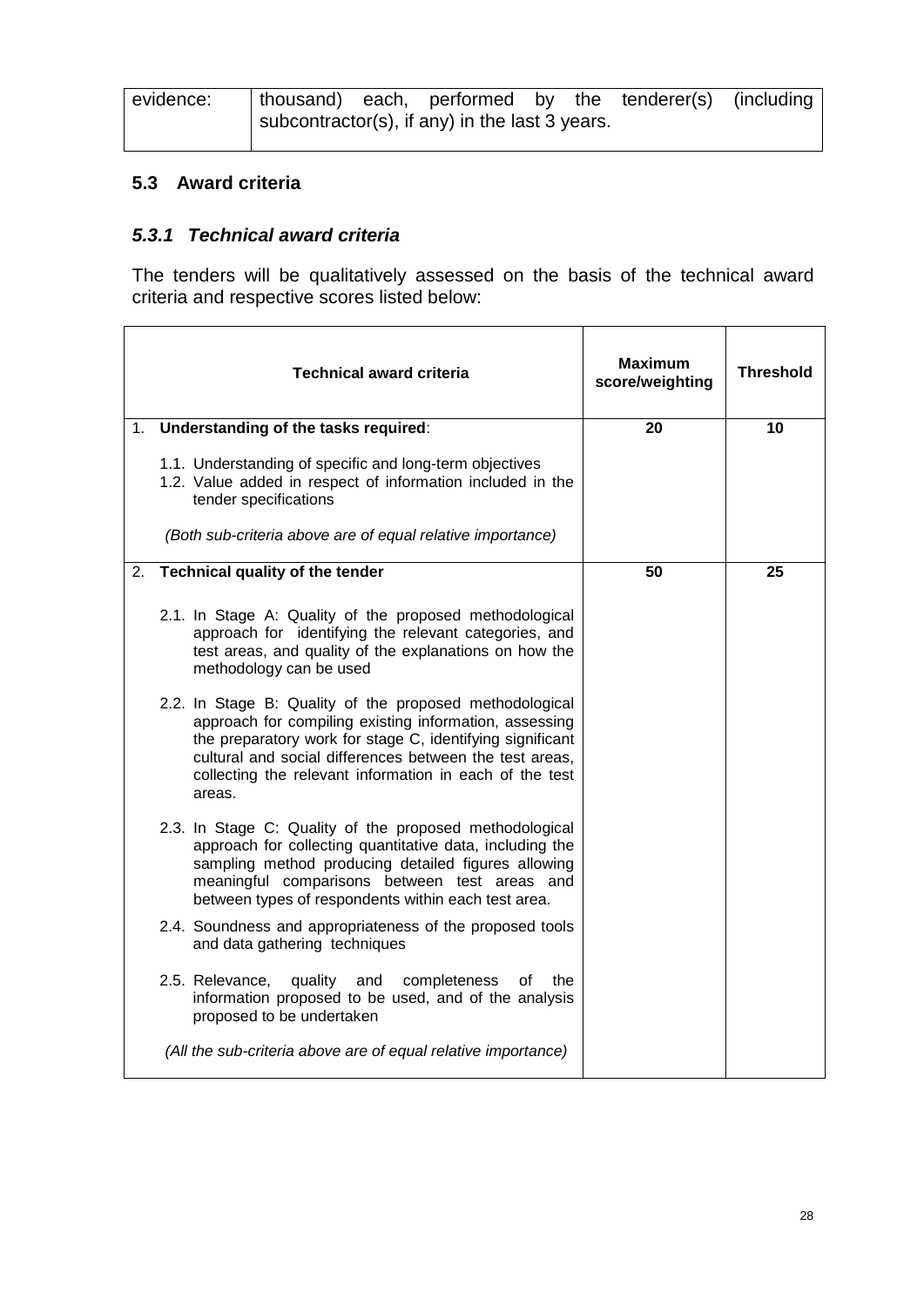| evidence: | thousand) each, performed by the tenderer(s) (including subcontractor(s), if any) in the last 3 years. |
|---|---|

## 5.3 Award criteria

### *5.3.1 Technical award criteria*

The tenders will be qualitatively assessed on the basis of the technical award criteria and respective scores listed below:

| Technical award criteria | Maximum score/weighting | Threshold |
|---|---|---|
| 1. **Understanding of the tasks required**:<br><br>1.1. Understanding of specific and long-term objectives<br>1.2. Value added in respect of information included in the tender specifications<br><br>*(Both sub-criteria above are of equal relative importance)* | **20** | **10** |
| 2. **Technical quality of the tender**<br><br>2.1. In Stage A: Quality of the proposed methodological approach for identifying the relevant categories, and test areas, and quality of the explanations on how the methodology can be used<br><br>2.2. In Stage B: Quality of the proposed methodological approach for compiling existing information, assessing the preparatory work for stage C, identifying significant cultural and social differences between the test areas, collecting the relevant information in each of the test areas.<br><br>2.3. In Stage C: Quality of the proposed methodological approach for collecting quantitative data, including the sampling method producing detailed figures allowing meaningful comparisons between test areas and between types of respondents within each test area.<br><br>2.4. Soundness and appropriateness of the proposed tools and data gathering techniques<br><br>2.5. Relevance, quality and completeness of the information proposed to be used, and of the analysis proposed to be undertaken<br><br>*(All the sub-criteria above are of equal relative importance)* | **50** | **25** |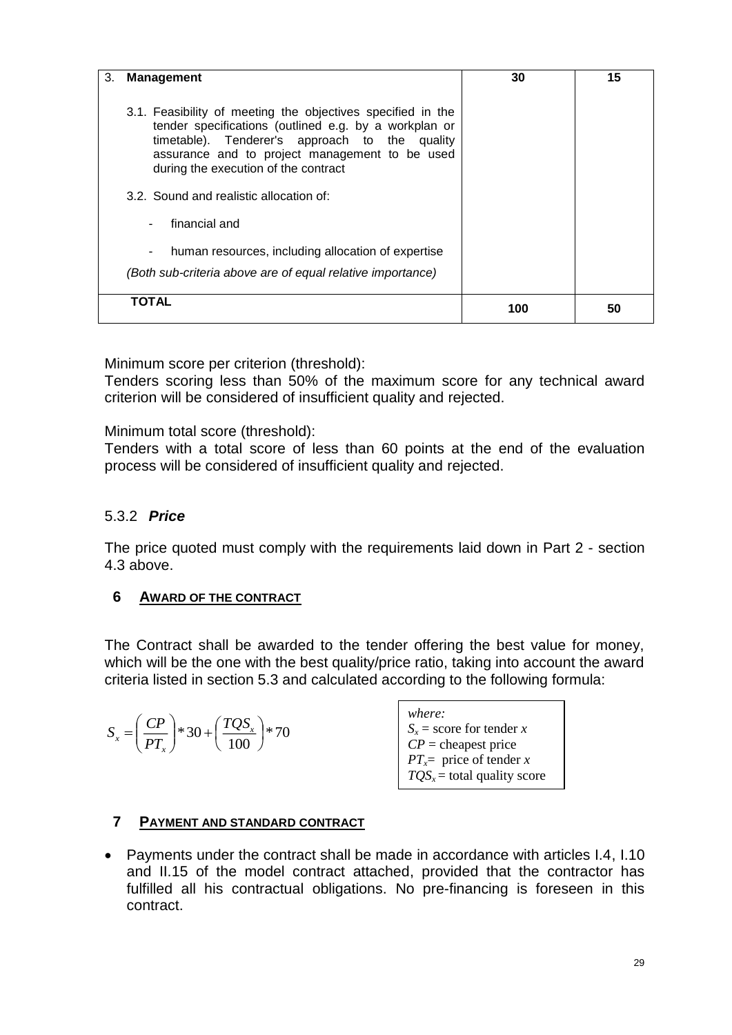| 3. **Management** | 30 | 15 |
|---|---|---|
| 3.1. Feasibility of meeting the objectives specified in the tender specifications (outlined e.g. by a workplan or timetable). Tenderer's approach to the quality assurance and to project management to be used during the execution of the contract<br><br>3.2. Sound and realistic allocation of:<br>- financial and<br>- human resources, including allocation of expertise<br><br>*(Both sub-criteria above are of equal relative importance)* | | |
| **TOTAL** | 100 | 50 |

Minimum score per criterion (threshold):
Tenders scoring less than 50% of the maximum score for any technical award criterion will be considered of insufficient quality and rejected.

Minimum total score (threshold):
Tenders with a total score of less than 60 points at the end of the evaluation process will be considered of insufficient quality and rejected.

### 5.3.2 ***Price***

The price quoted must comply with the requirements laid down in Part 2 - section 4.3 above.

## 6 AWARD OF THE CONTRACT

The Contract shall be awarded to the tender offering the best value for money, which will be the one with the best quality/price ratio, taking into account the award criteria listed in section 5.3 and calculated according to the following formula:

$$S_x = \left(\frac{CP}{PT_x}\right) * 30 + \left(\frac{TQS_x}{100}\right) * 70$$

*where:*
$S_x$ = score for tender $x$
$CP$ = cheapest price
$PT_x$ = price of tender $x$
$TQS_x$ = total quality score

## 7 PAYMENT AND STANDARD CONTRACT

- Payments under the contract shall be made in accordance with articles I.4, I.10 and II.15 of the model contract attached, provided that the contractor has fulfilled all his contractual obligations. No pre-financing is foreseen in this contract.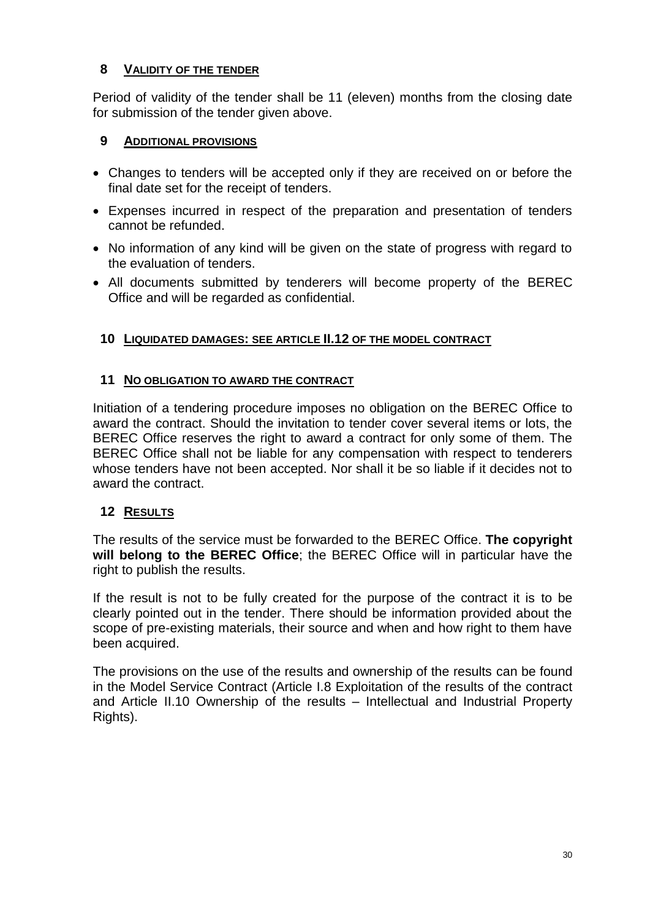## 8 VALIDITY OF THE TENDER

Period of validity of the tender shall be 11 (eleven) months from the closing date for submission of the tender given above.

## 9 ADDITIONAL PROVISIONS

- Changes to tenders will be accepted only if they are received on or before the final date set for the receipt of tenders.
- Expenses incurred in respect of the preparation and presentation of tenders cannot be refunded.
- No information of any kind will be given on the state of progress with regard to the evaluation of tenders.
- All documents submitted by tenderers will become property of the BEREC Office and will be regarded as confidential.

## 10 LIQUIDATED DAMAGES: SEE ARTICLE II.12 OF THE MODEL CONTRACT

## 11 NO OBLIGATION TO AWARD THE CONTRACT

Initiation of a tendering procedure imposes no obligation on the BEREC Office to award the contract. Should the invitation to tender cover several items or lots, the BEREC Office reserves the right to award a contract for only some of them. The BEREC Office shall not be liable for any compensation with respect to tenderers whose tenders have not been accepted. Nor shall it be so liable if it decides not to award the contract.

## 12 RESULTS

The results of the service must be forwarded to the BEREC Office. **The copyright will belong to the BEREC Office**; the BEREC Office will in particular have the right to publish the results.

If the result is not to be fully created for the purpose of the contract it is to be clearly pointed out in the tender. There should be information provided about the scope of pre-existing materials, their source and when and how right to them have been acquired.

The provisions on the use of the results and ownership of the results can be found in the Model Service Contract (Article I.8 Exploitation of the results of the contract and Article II.10 Ownership of the results – Intellectual and Industrial Property Rights).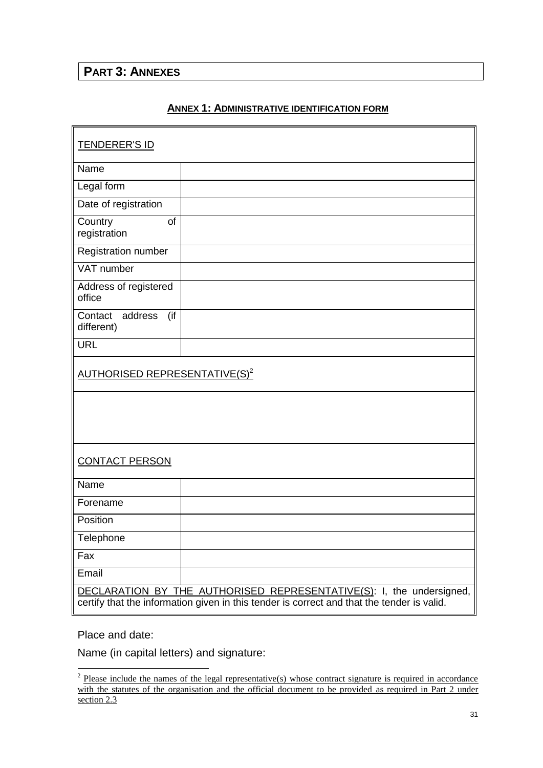# PART 3: ANNEXES

## ANNEX 1: ADMINISTRATIVE IDENTIFICATION FORM

| TENDERER'S ID | |
|---|---|
| Name | |
| Legal form | |
| Date of registration | |
| Country of registration | |
| Registration number | |
| VAT number | |
| Address of registered office | |
| Contact address (if different) | |
| URL | |
| AUTHORISED REPRESENTATIVE(S)[2] | |
| | |
| CONTACT PERSON | |
| Name | |
| Forename | |
| Position | |
| Telephone | |
| Fax | |
| Email | |
| DECLARATION BY THE AUTHORISED REPRESENTATIVE(S): I, the undersigned, certify that the information given in this tender is correct and that the tender is valid. | |

Place and date:

Name (in capital letters) and signature:

[2] Please include the names of the legal representative(s) whose contract signature is required in accordance with the statutes of the organisation and the official document to be provided as required in Part 2 under section 2.3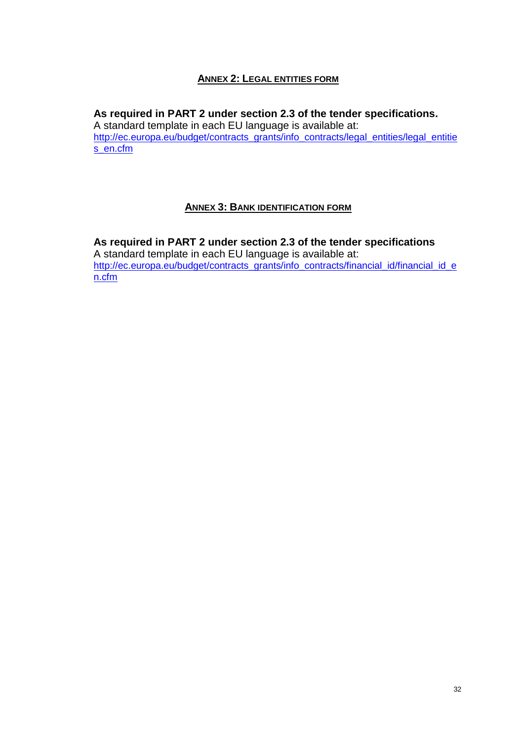## ANNEX 2: LEGAL ENTITIES FORM

**As required in PART 2 under section 2.3 of the tender specifications.**
A standard template in each EU language is available at:
http://ec.europa.eu/budget/contracts_grants/info_contracts/legal_entities/legal_entities_en.cfm

## ANNEX 3: BANK IDENTIFICATION FORM

**As required in PART 2 under section 2.3 of the tender specifications**
A standard template in each EU language is available at:
http://ec.europa.eu/budget/contracts_grants/info_contracts/financial_id/financial_id_en.cfm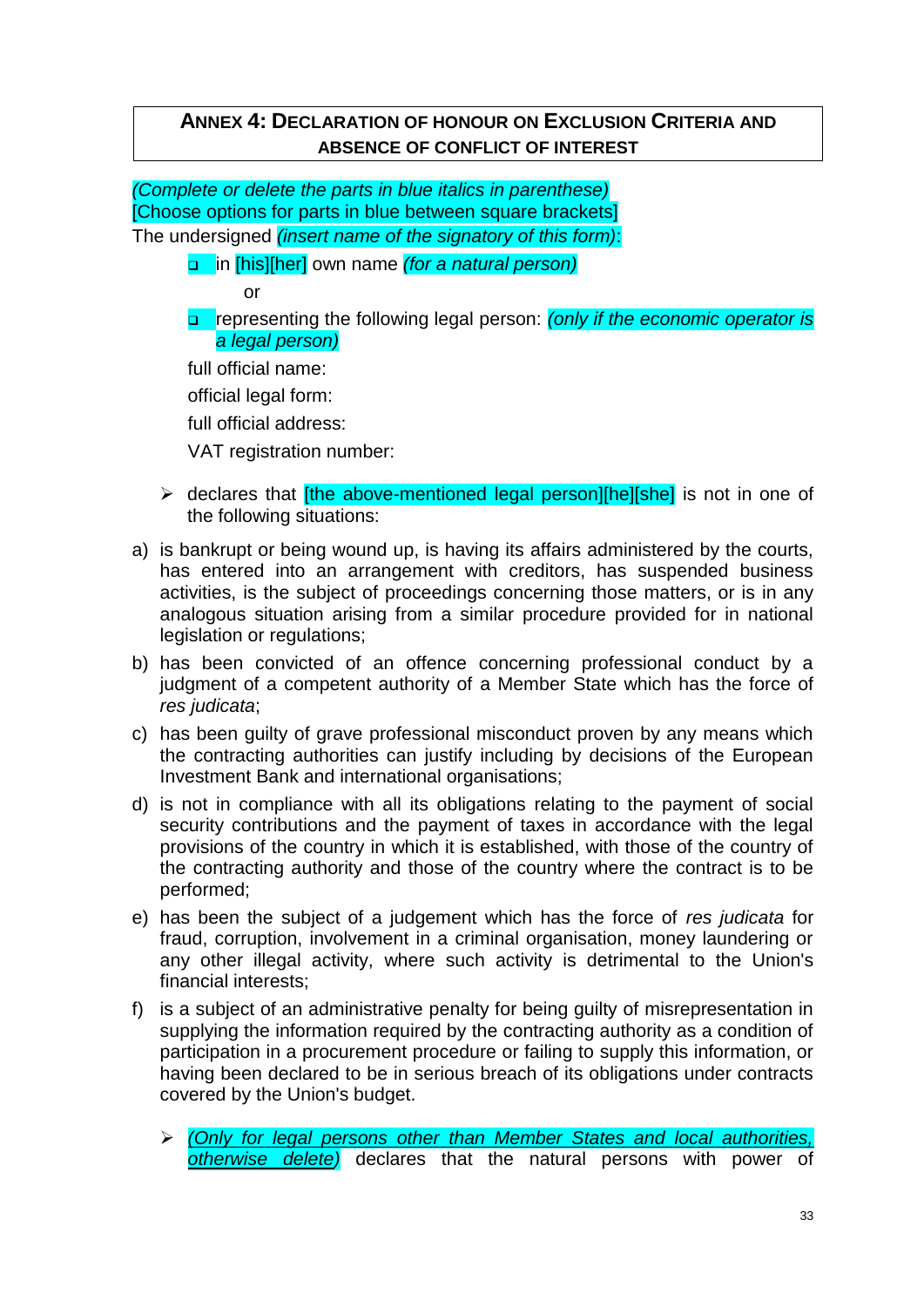## ANNEX 4: DECLARATION OF HONOUR ON EXCLUSION CRITERIA AND ABSENCE OF CONFLICT OF INTEREST

*(Complete or delete the parts in blue italics in parenthese)*
[Choose options for parts in blue between square brackets]
The undersigned *(insert name of the signatory of this form)*:

- ❑ in [his][her] own name *(for a natural person)*

  or

- ❑ representing the following legal person: *(only if the economic operator is a legal person)*

  full official name:

  official legal form:

  full official address:

  VAT registration number:

- ➢ declares that [the above-mentioned legal person][he][she] is not in one of the following situations:

a) is bankrupt or being wound up, is having its affairs administered by the courts, has entered into an arrangement with creditors, has suspended business activities, is the subject of proceedings concerning those matters, or is in any analogous situation arising from a similar procedure provided for in national legislation or regulations;

b) has been convicted of an offence concerning professional conduct by a judgment of a competent authority of a Member State which has the force of *res judicata*;

c) has been guilty of grave professional misconduct proven by any means which the contracting authorities can justify including by decisions of the European Investment Bank and international organisations;

d) is not in compliance with all its obligations relating to the payment of social security contributions and the payment of taxes in accordance with the legal provisions of the country in which it is established, with those of the country of the contracting authority and those of the country where the contract is to be performed;

e) has been the subject of a judgement which has the force of *res judicata* for fraud, corruption, involvement in a criminal organisation, money laundering or any other illegal activity, where such activity is detrimental to the Union's financial interests;

f) is a subject of an administrative penalty for being guilty of misrepresentation in supplying the information required by the contracting authority as a condition of participation in a procurement procedure or failing to supply this information, or having been declared to be in serious breach of its obligations under contracts covered by the Union's budget.

- ➢ *(Only for legal persons other than Member States and local authorities, otherwise delete)* declares that the natural persons with power of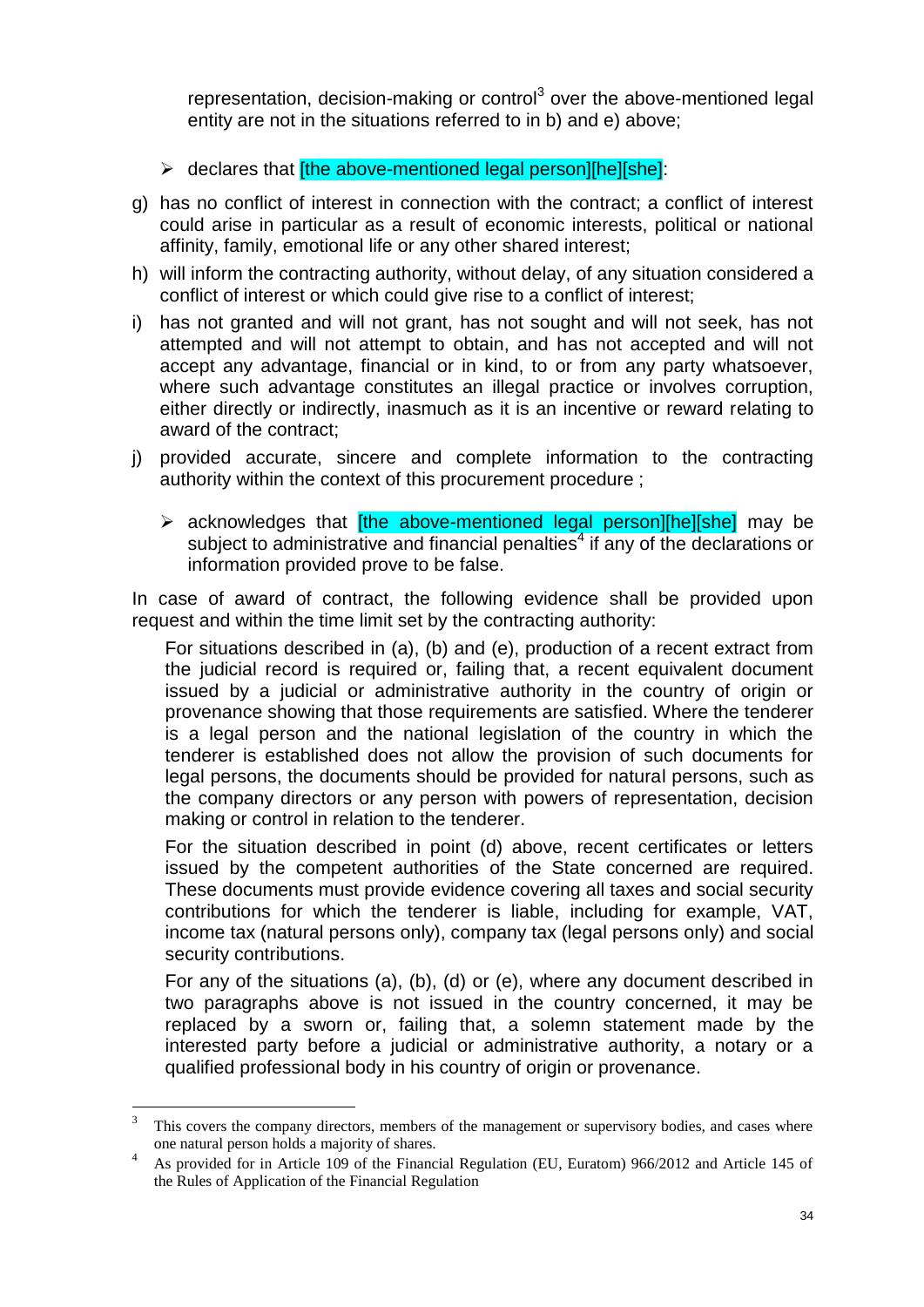representation, decision-making or control[3] over the above-mentioned legal entity are not in the situations referred to in b) and e) above;

- declares that [the above-mentioned legal person][he][she]:

g) has no conflict of interest in connection with the contract; a conflict of interest could arise in particular as a result of economic interests, political or national affinity, family, emotional life or any other shared interest;

h) will inform the contracting authority, without delay, of any situation considered a conflict of interest or which could give rise to a conflict of interest;

i) has not granted and will not grant, has not sought and will not seek, has not attempted and will not attempt to obtain, and has not accepted and will not accept any advantage, financial or in kind, to or from any party whatsoever, where such advantage constitutes an illegal practice or involves corruption, either directly or indirectly, inasmuch as it is an incentive or reward relating to award of the contract;

j) provided accurate, sincere and complete information to the contracting authority within the context of this procurement procedure ;

- acknowledges that [the above-mentioned legal person][he][she] may be subject to administrative and financial penalties[4] if any of the declarations or information provided prove to be false.

In case of award of contract, the following evidence shall be provided upon request and within the time limit set by the contracting authority:

For situations described in (a), (b) and (e), production of a recent extract from the judicial record is required or, failing that, a recent equivalent document issued by a judicial or administrative authority in the country of origin or provenance showing that those requirements are satisfied. Where the tenderer is a legal person and the national legislation of the country in which the tenderer is established does not allow the provision of such documents for legal persons, the documents should be provided for natural persons, such as the company directors or any person with powers of representation, decision making or control in relation to the tenderer.

For the situation described in point (d) above, recent certificates or letters issued by the competent authorities of the State concerned are required. These documents must provide evidence covering all taxes and social security contributions for which the tenderer is liable, including for example, VAT, income tax (natural persons only), company tax (legal persons only) and social security contributions.

For any of the situations (a), (b), (d) or (e), where any document described in two paragraphs above is not issued in the country concerned, it may be replaced by a sworn or, failing that, a solemn statement made by the interested party before a judicial or administrative authority, a notary or a qualified professional body in his country of origin or provenance.

---

[3] This covers the company directors, members of the management or supervisory bodies, and cases where one natural person holds a majority of shares.

[4] As provided for in Article 109 of the Financial Regulation (EU, Euratom) 966/2012 and Article 145 of the Rules of Application of the Financial Regulation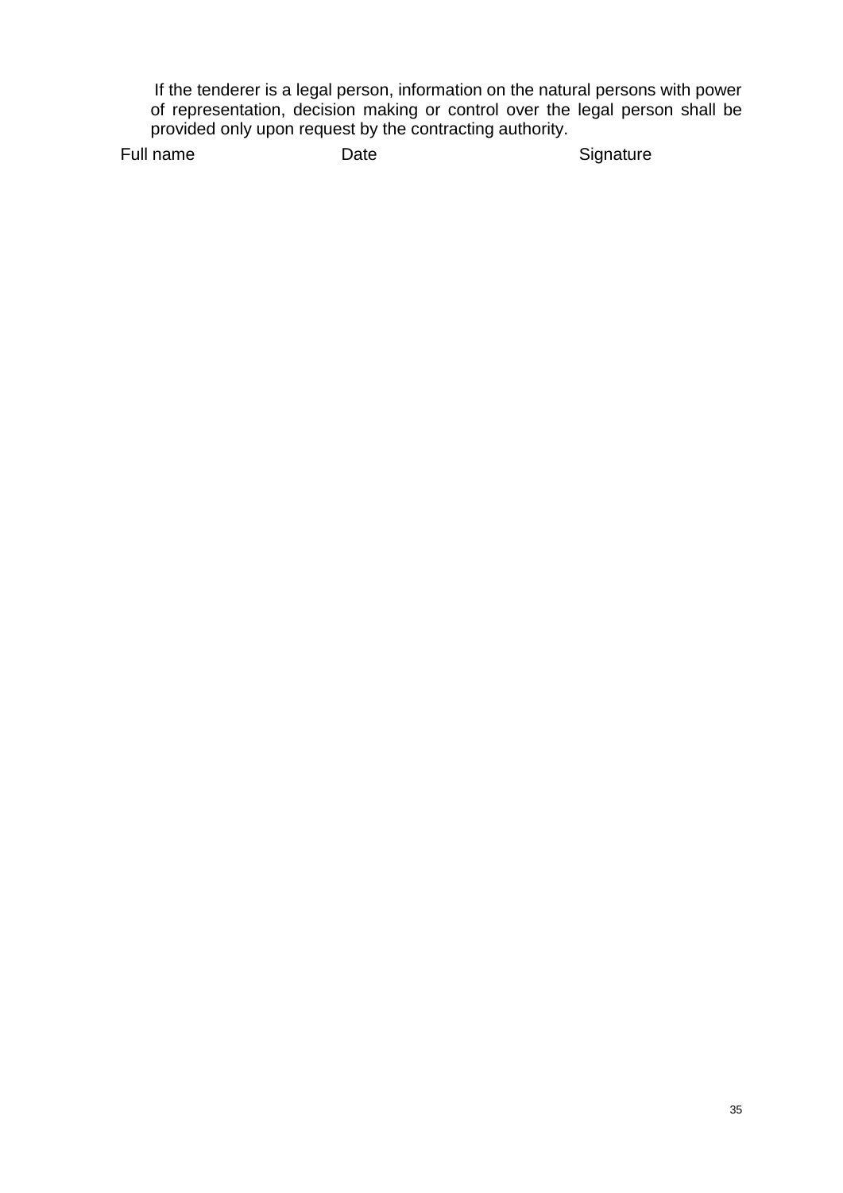If the tenderer is a legal person, information on the natural persons with power of representation, decision making or control over the legal person shall be provided only upon request by the contracting authority.

| Full name | Date | Signature |
|---|---|---|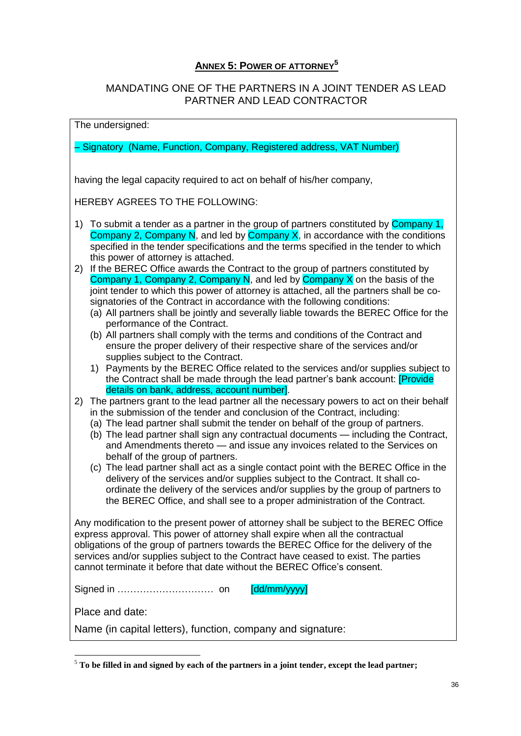## **ANNEX 5: POWER OF ATTORNEY**[5]

MANDATING ONE OF THE PARTNERS IN A JOINT TENDER AS LEAD PARTNER AND LEAD CONTRACTOR

The undersigned:

– Signatory (Name, Function, Company, Registered address, VAT Number)

having the legal capacity required to act on behalf of his/her company,

HEREBY AGREES TO THE FOLLOWING:

1) To submit a tender as a partner in the group of partners constituted by Company 1, Company 2, Company N, and led by Company X, in accordance with the conditions specified in the tender specifications and the terms specified in the tender to which this power of attorney is attached.
2) If the BEREC Office awards the Contract to the group of partners constituted by Company 1, Company 2, Company N, and led by Company X on the basis of the joint tender to which this power of attorney is attached, all the partners shall be co-signatories of the Contract in accordance with the following conditions:
   (a) All partners shall be jointly and severally liable towards the BEREC Office for the performance of the Contract.
   (b) All partners shall comply with the terms and conditions of the Contract and ensure the proper delivery of their respective share of the services and/or supplies subject to the Contract.
   1) Payments by the BEREC Office related to the services and/or supplies subject to the Contract shall be made through the lead partner's bank account: [Provide details on bank, address, account number].
2) The partners grant to the lead partner all the necessary powers to act on their behalf in the submission of the tender and conclusion of the Contract, including:
   (a) The lead partner shall submit the tender on behalf of the group of partners.
   (b) The lead partner shall sign any contractual documents — including the Contract, and Amendments thereto — and issue any invoices related to the Services on behalf of the group of partners.
   (c) The lead partner shall act as a single contact point with the BEREC Office in the delivery of the services and/or supplies subject to the Contract. It shall co-ordinate the delivery of the services and/or supplies by the group of partners to the BEREC Office, and shall see to a proper administration of the Contract.

Any modification to the present power of attorney shall be subject to the BEREC Office express approval. This power of attorney shall expire when all the contractual obligations of the group of partners towards the BEREC Office for the delivery of the services and/or supplies subject to the Contract have ceased to exist. The parties cannot terminate it before that date without the BEREC Office's consent.

Signed in ………………………… on [dd/mm/yyyy]

Place and date:

Name (in capital letters), function, company and signature:

[5] **To be filled in and signed by each of the partners in a joint tender, except the lead partner;**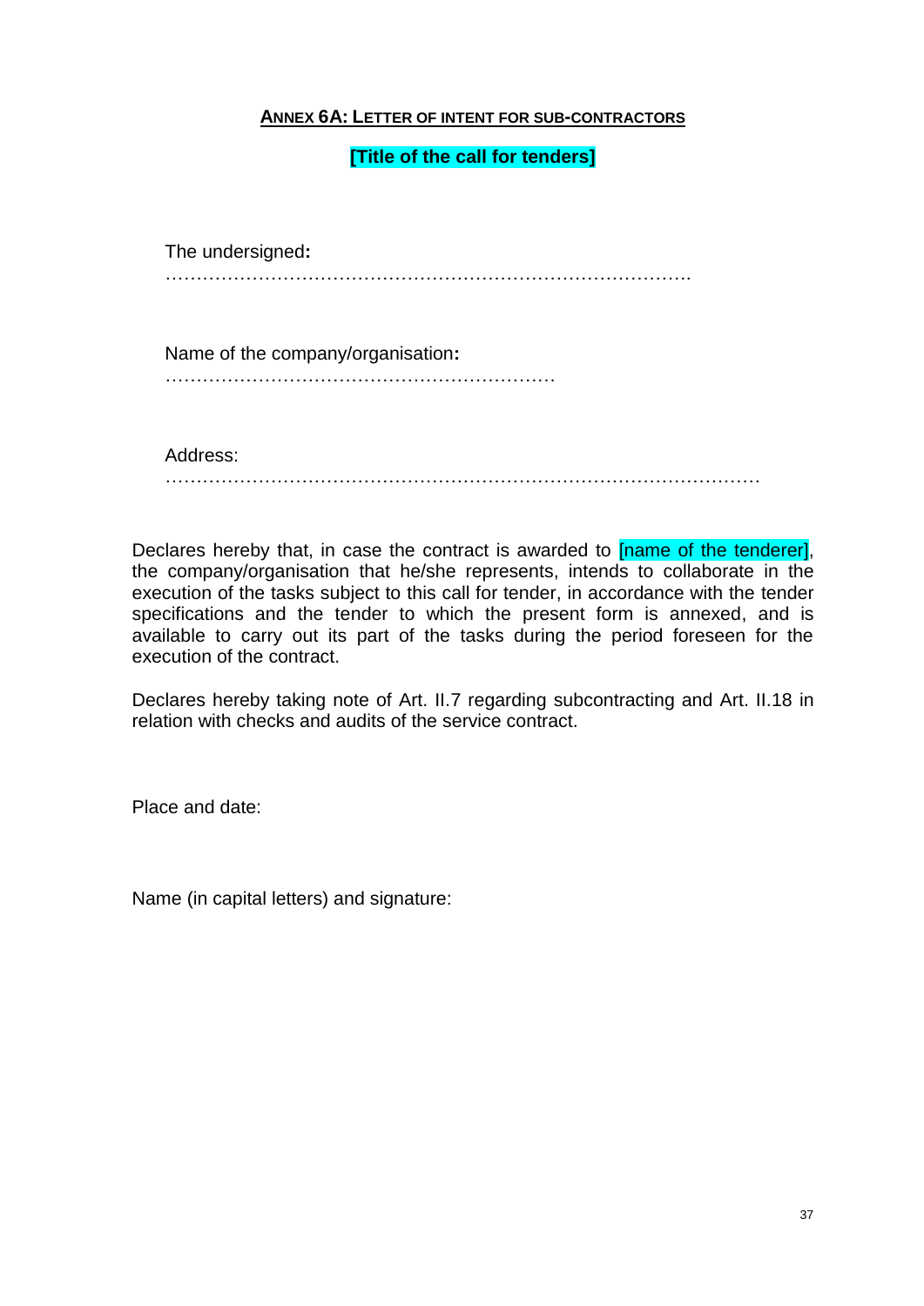## **ANNEX 6A: LETTER OF INTENT FOR SUB-CONTRACTORS**

**[Title of the call for tenders]**

The undersigned**:**
…………………………………………………………………………….

Name of the company/organisation**:**
………………………………………………………

Address:
…………………………………………………………………………………….

Declares hereby that, in case the contract is awarded to [name of the tenderer], the company/organisation that he/she represents, intends to collaborate in the execution of the tasks subject to this call for tender, in accordance with the tender specifications and the tender to which the present form is annexed, and is available to carry out its part of the tasks during the period foreseen for the execution of the contract.

Declares hereby taking note of Art. II.7 regarding subcontracting and Art. II.18 in relation with checks and audits of the service contract.

Place and date:

Name (in capital letters) and signature: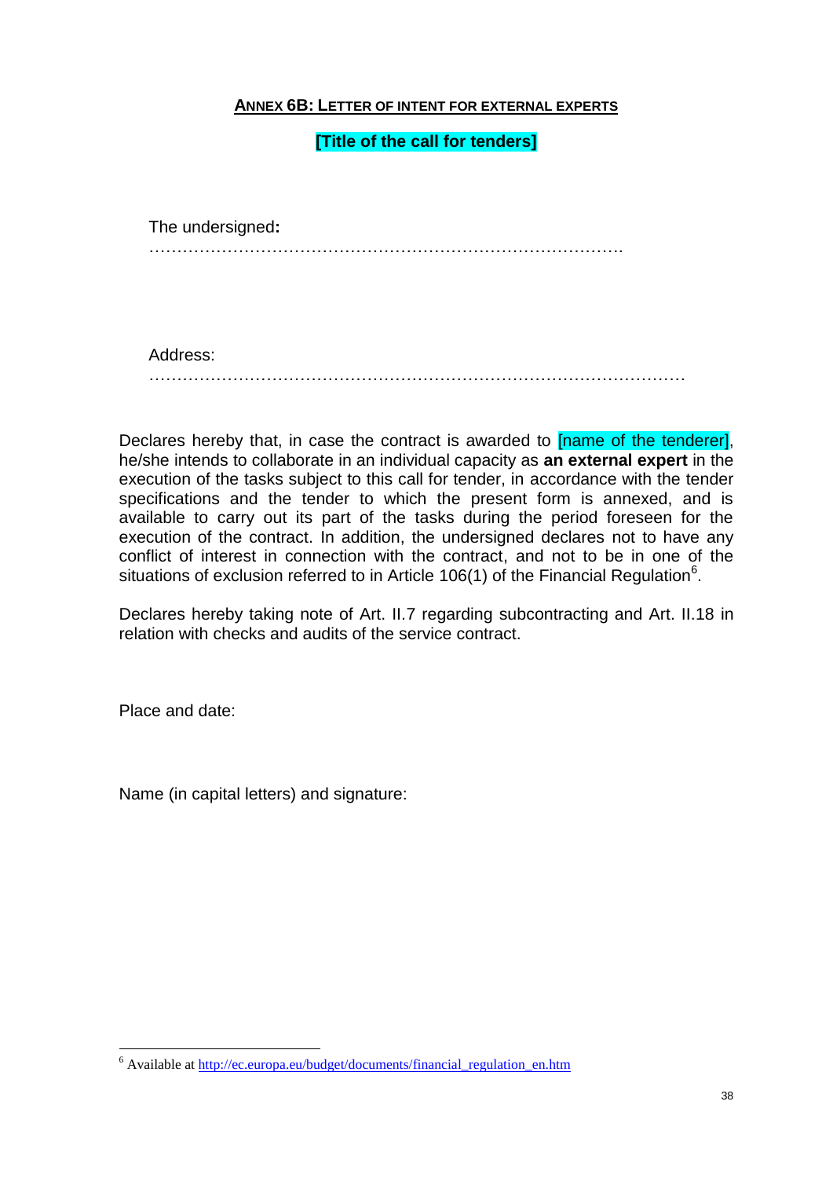## **ANNEX 6B: LETTER OF INTENT FOR EXTERNAL EXPERTS**

**[Title of the call for tenders]**

The undersigned**:** ………………………………………………………………………….

Address: ………………………………………………………………………………………

Declares hereby that, in case the contract is awarded to [name of the tenderer], he/she intends to collaborate in an individual capacity as **an external expert** in the execution of the tasks subject to this call for tender, in accordance with the tender specifications and the tender to which the present form is annexed, and is available to carry out its part of the tasks during the period foreseen for the execution of the contract. In addition, the undersigned declares not to have any conflict of interest in connection with the contract, and not to be in one of the situations of exclusion referred to in Article 106(1) of the Financial Regulation[6].

Declares hereby taking note of Art. II.7 regarding subcontracting and Art. II.18 in relation with checks and audits of the service contract.

Place and date:

Name (in capital letters) and signature:

---

[6] Available at http://ec.europa.eu/budget/documents/financial_regulation_en.htm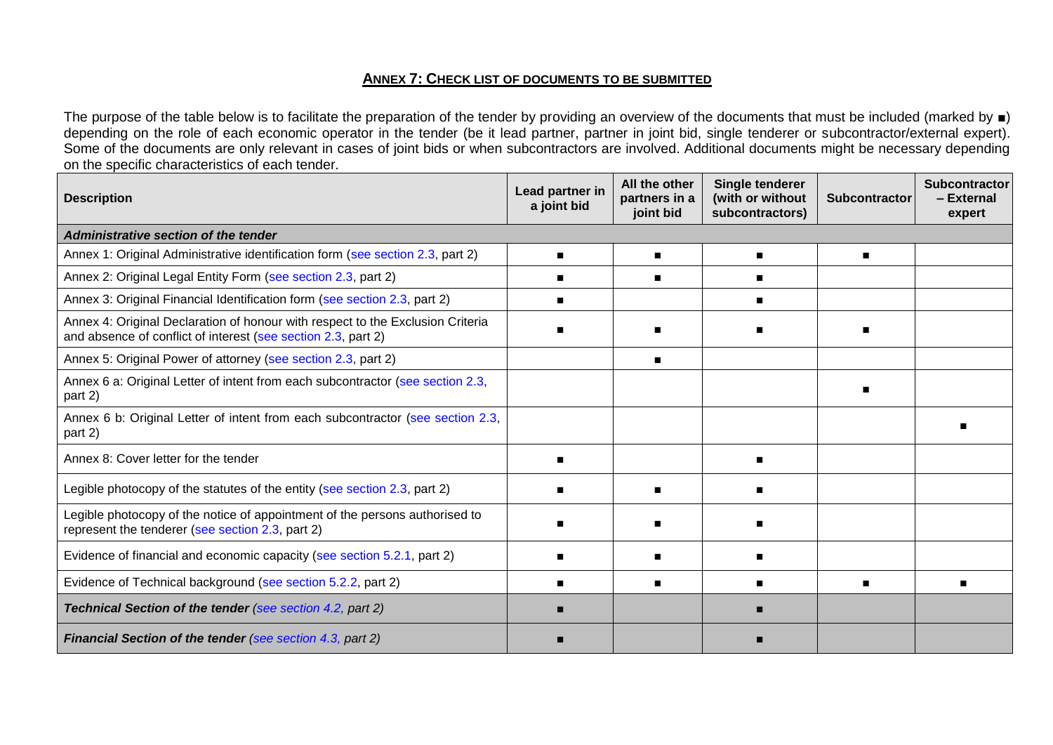## ANNEX 7: CHECK LIST OF DOCUMENTS TO BE SUBMITTED

The purpose of the table below is to facilitate the preparation of the tender by providing an overview of the documents that must be included (marked by ■) depending on the role of each economic operator in the tender (be it lead partner, partner in joint bid, single tenderer or subcontractor/external expert). Some of the documents are only relevant in cases of joint bids or when subcontractors are involved. Additional documents might be necessary depending on the specific characteristics of each tender.

| Description | Lead partner in a joint bid | All the other partners in a joint bid | Single tenderer (with or without subcontractors) | Subcontractor | Subcontractor – External expert |
|---|---|---|---|---|---|
| ***Administrative section of the tender*** | | | | | |
| Annex 1: Original Administrative identification form (see section 2.3, part 2) | ■ | ■ | ■ | ■ | |
| Annex 2: Original Legal Entity Form (see section 2.3, part 2) | ■ | ■ | ■ | | |
| Annex 3: Original Financial Identification form (see section 2.3, part 2) | ■ | | ■ | | |
| Annex 4: Original Declaration of honour with respect to the Exclusion Criteria and absence of conflict of interest (see section 2.3, part 2) | ■ | ■ | ■ | ■ | |
| Annex 5: Original Power of attorney (see section 2.3, part 2) | | ■ | | | |
| Annex 6 a: Original Letter of intent from each subcontractor (see section 2.3, part 2) | | | | ■ | |
| Annex 6 b: Original Letter of intent from each subcontractor (see section 2.3, part 2) | | | | | ■ |
| Annex 8: Cover letter for the tender | ■ | | ■ | | |
| Legible photocopy of the statutes of the entity (see section 2.3, part 2) | ■ | ■ | ■ | | |
| Legible photocopy of the notice of appointment of the persons authorised to represent the tenderer (see section 2.3, part 2) | ■ | ■ | ■ | | |
| Evidence of financial and economic capacity (see section 5.2.1, part 2) | ■ | ■ | ■ | | |
| Evidence of Technical background (see section 5.2.2, part 2) | ■ | ■ | ■ | ■ | ■ |
| ***Technical Section of the tender*** *(see section 4.2, part 2)* | ■ | | ■ | | |
| ***Financial Section of the tender*** *(see section 4.3, part 2)* | ■ | | ■ | | |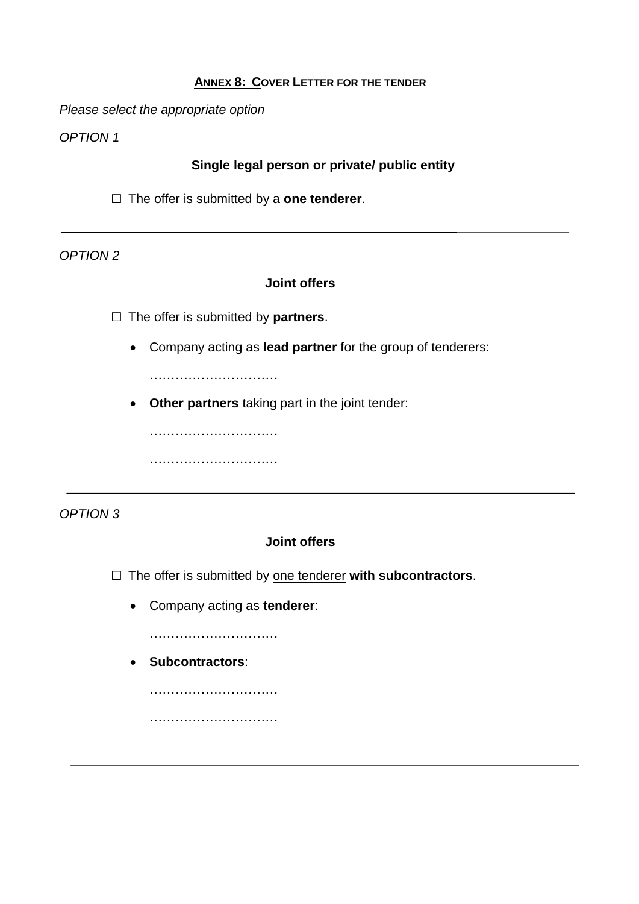**<u>ANNEX 8: COVER LETTER FOR THE TENDER</u>**

*Please select the appropriate option*

*OPTION 1*

**Single legal person or private/ public entity**

☐ The offer is submitted by a **one tenderer**.

---

*OPTION 2*

**Joint offers**

☐ The offer is submitted by **partners**.

- Company acting as **lead partner** for the group of tenderers:

  …………………………

- **Other partners** taking part in the joint tender:

  …………………………

  …………………………

---

*OPTION 3*

**Joint offers**

☐ The offer is submitted by <u>one tenderer</u> **with subcontractors**.

- Company acting as **tenderer**:

  …………………………

- **Subcontractors**:

  …………………………

  …………………………

---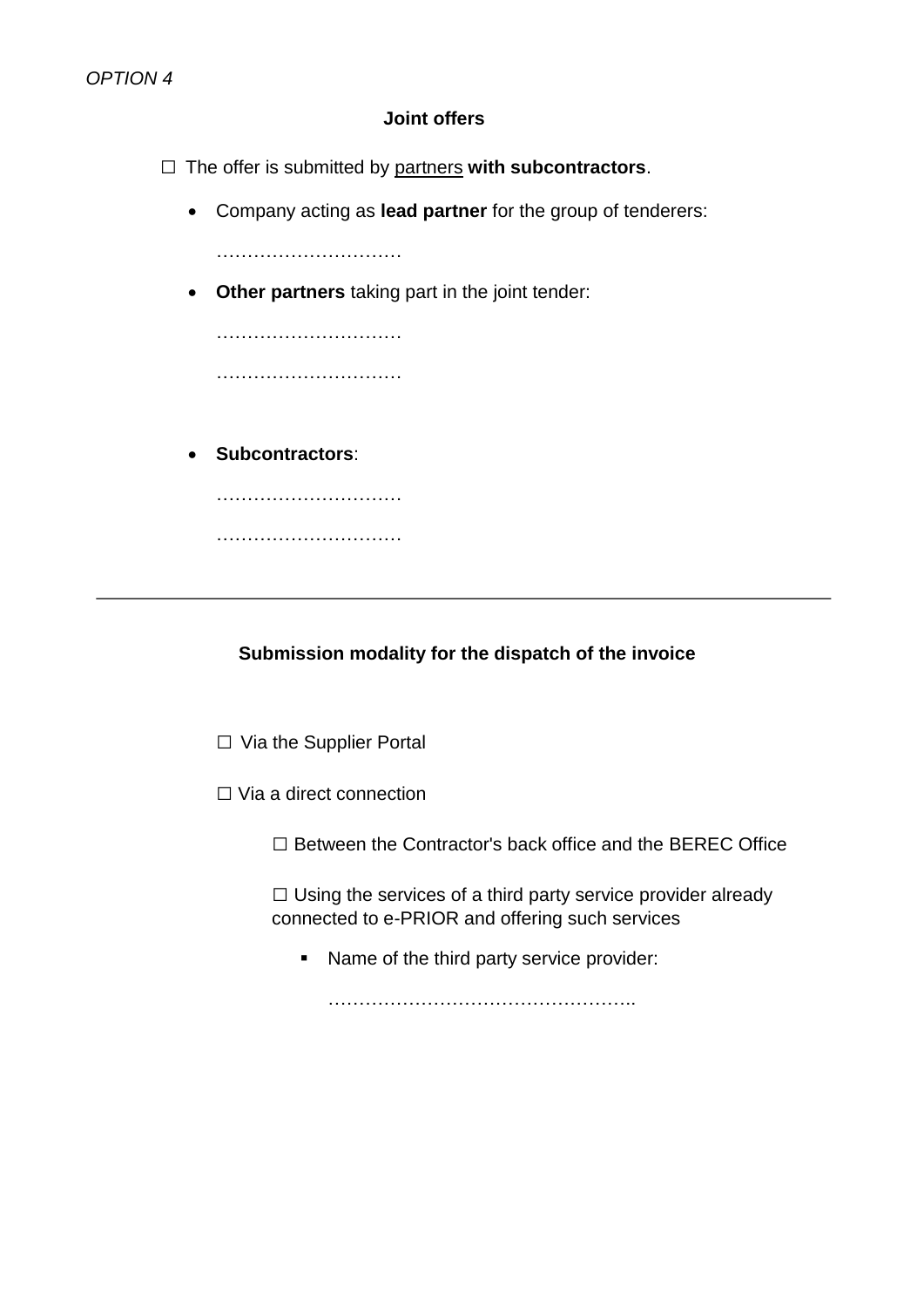*OPTION 4*

**Joint offers**

☐ The offer is submitted by <u>partners</u> **with subcontractors**.

- Company acting as **lead partner** for the group of tenderers:

  …………………………

- **Other partners** taking part in the joint tender:

  …………………………

  …………………………

- **Subcontractors**:

  …………………………

  …………………………

---

**Submission modality for the dispatch of the invoice**

☐ Via the Supplier Portal

☐ Via a direct connection

☐ Between the Contractor's back office and the BEREC Office

☐ Using the services of a third party service provider already connected to e-PRIOR and offering such services

- Name of the third party service provider:

  …………………………………………..